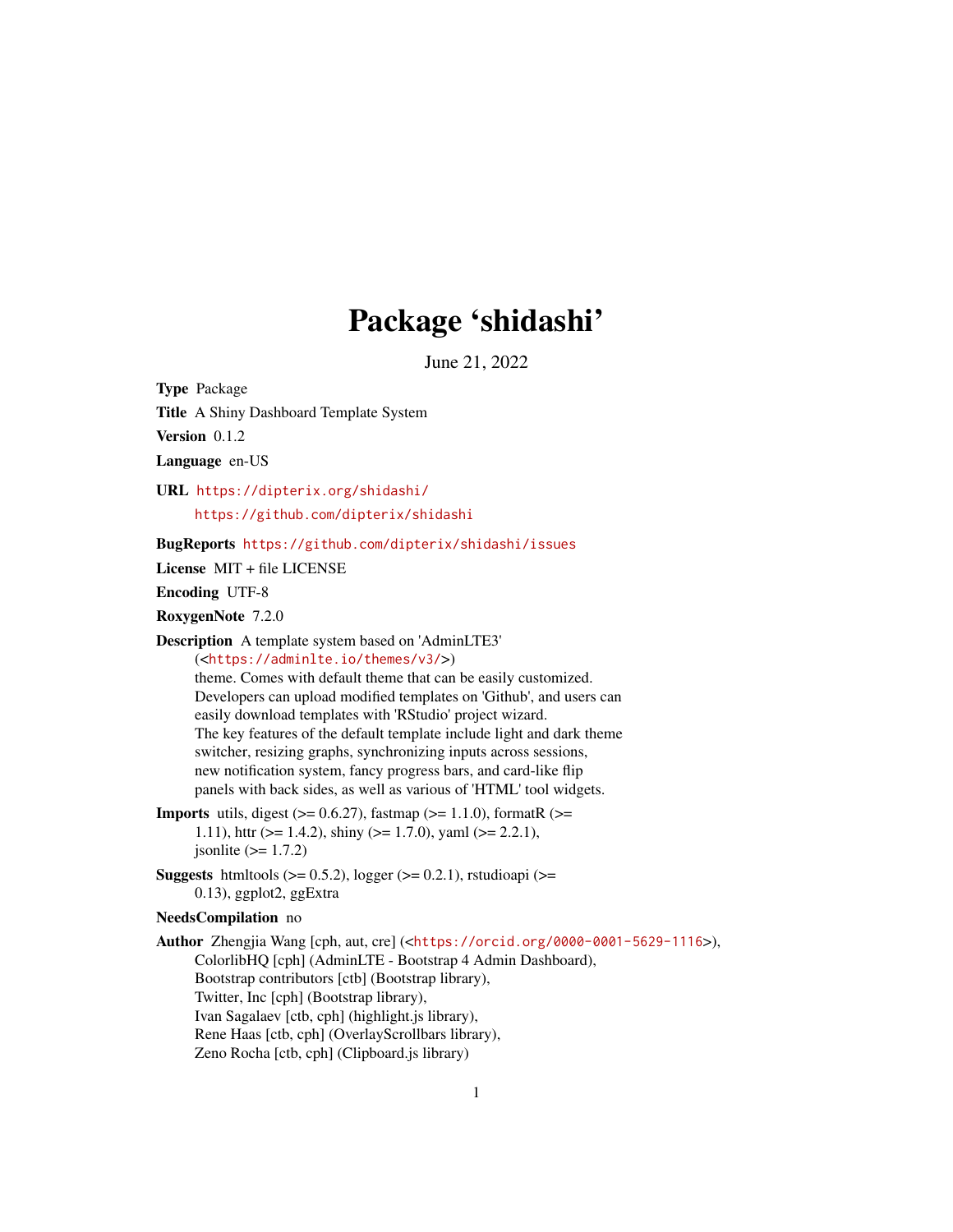# Package 'shidashi'

June 21, 2022

**Type** Package

**Title** A Shiny Dashboard Template System

**Version** 0.1.2

**Language** en-US

**URL** https://dipterix.org/shidashi/
https://github.com/dipterix/shidashi

**BugReports** https://github.com/dipterix/shidashi/issues

**License** MIT + file LICENSE

**Encoding** UTF-8

**RoxygenNote** 7.2.0

**Description** A template system based on 'AdminLTE3'
(<https://adminlte.io/themes/v3/>)
theme. Comes with default theme that can be easily customized.
Developers can upload modified templates on 'Github', and users can
easily download templates with 'RStudio' project wizard.
The key features of the default template include light and dark theme
switcher, resizing graphs, synchronizing inputs across sessions,
new notification system, fancy progress bars, and card-like flip
panels with back sides, as well as various of 'HTML' tool widgets.

**Imports** utils, digest (>= 0.6.27), fastmap (>= 1.1.0), formatR (>=
1.11), httr (>= 1.4.2), shiny (>= 1.7.0), yaml (>= 2.2.1),
jsonlite (>= 1.7.2)

**Suggests** htmltools (>= 0.5.2), logger (>= 0.2.1), rstudioapi (>=
0.13), ggplot2, ggExtra

**NeedsCompilation** no

**Author** Zhengjia Wang [cph, aut, cre] (<https://orcid.org/0000-0001-5629-1116>),
ColorlibHQ [cph] (AdminLTE - Bootstrap 4 Admin Dashboard),
Bootstrap contributors [ctb] (Bootstrap library),
Twitter, Inc [cph] (Bootstrap library),
Ivan Sagalaev [ctb, cph] (highlight.js library),
Rene Haas [ctb, cph] (OverlayScrollbars library),
Zeno Rocha [ctb, cph] (Clipboard.js library)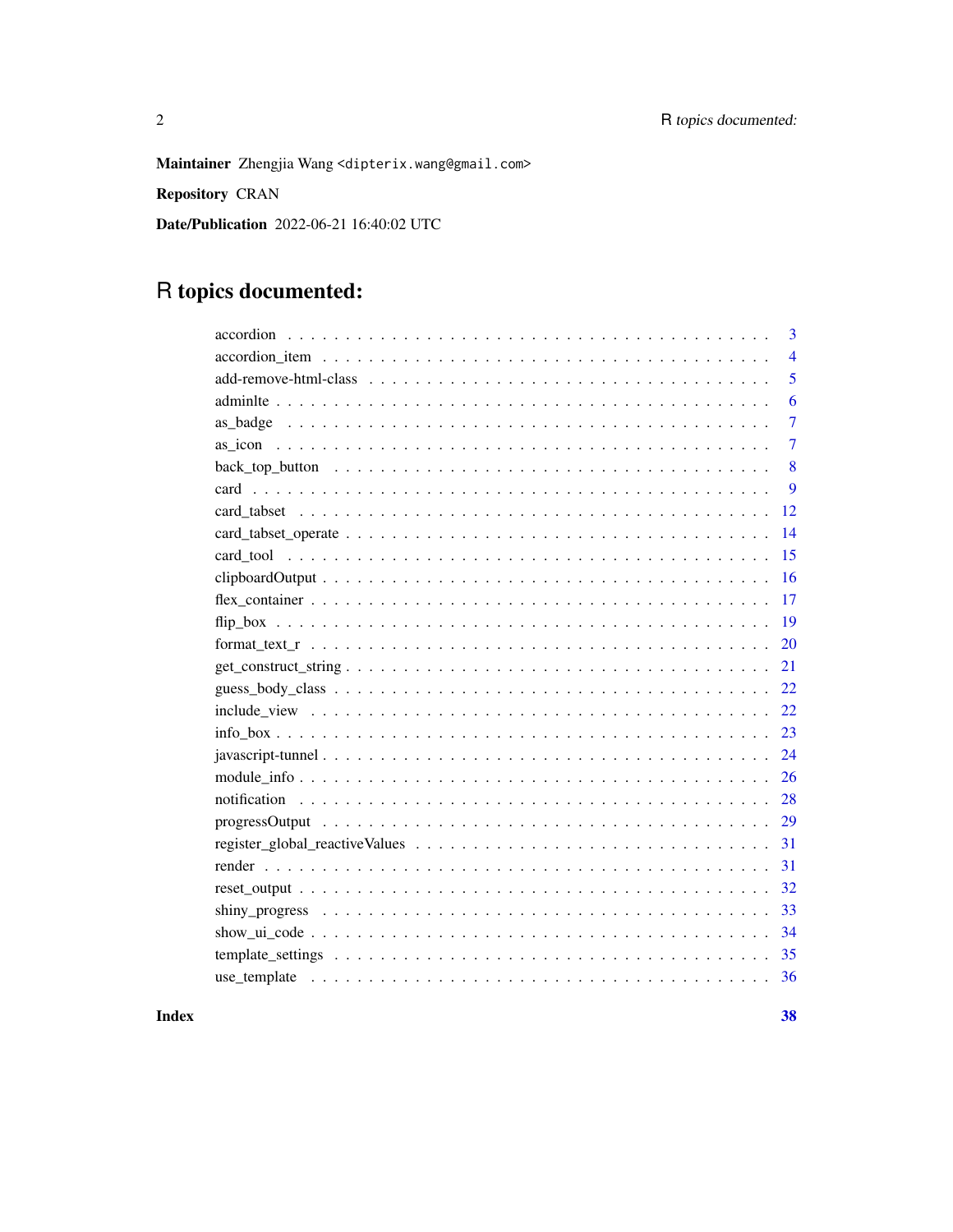**Maintainer** Zhengjia Wang <dipterix.wang@gmail.com>

**Repository** CRAN

**Date/Publication** 2022-06-21 16:40:02 UTC

# R topics documented:

| | |
|---|---|
| accordion | 3 |
| accordion_item | 4 |
| add-remove-html-class | 5 |
| adminlte | 6 |
| as_badge | 7 |
| as_icon | 7 |
| back_top_button | 8 |
| card | 9 |
| card_tabset | 12 |
| card_tabset_operate | 14 |
| card_tool | 15 |
| clipboardOutput | 16 |
| flex_container | 17 |
| flip_box | 19 |
| format_text_r | 20 |
| get_construct_string | 21 |
| guess_body_class | 22 |
| include_view | 22 |
| info_box | 23 |
| javascript-tunnel | 24 |
| module_info | 26 |
| notification | 28 |
| progressOutput | 29 |
| register_global_reactiveValues | 31 |
| render | 31 |
| reset_output | 32 |
| shiny_progress | 33 |
| show_ui_code | 34 |
| template_settings | 35 |
| use_template | 36 |

**Index** **38**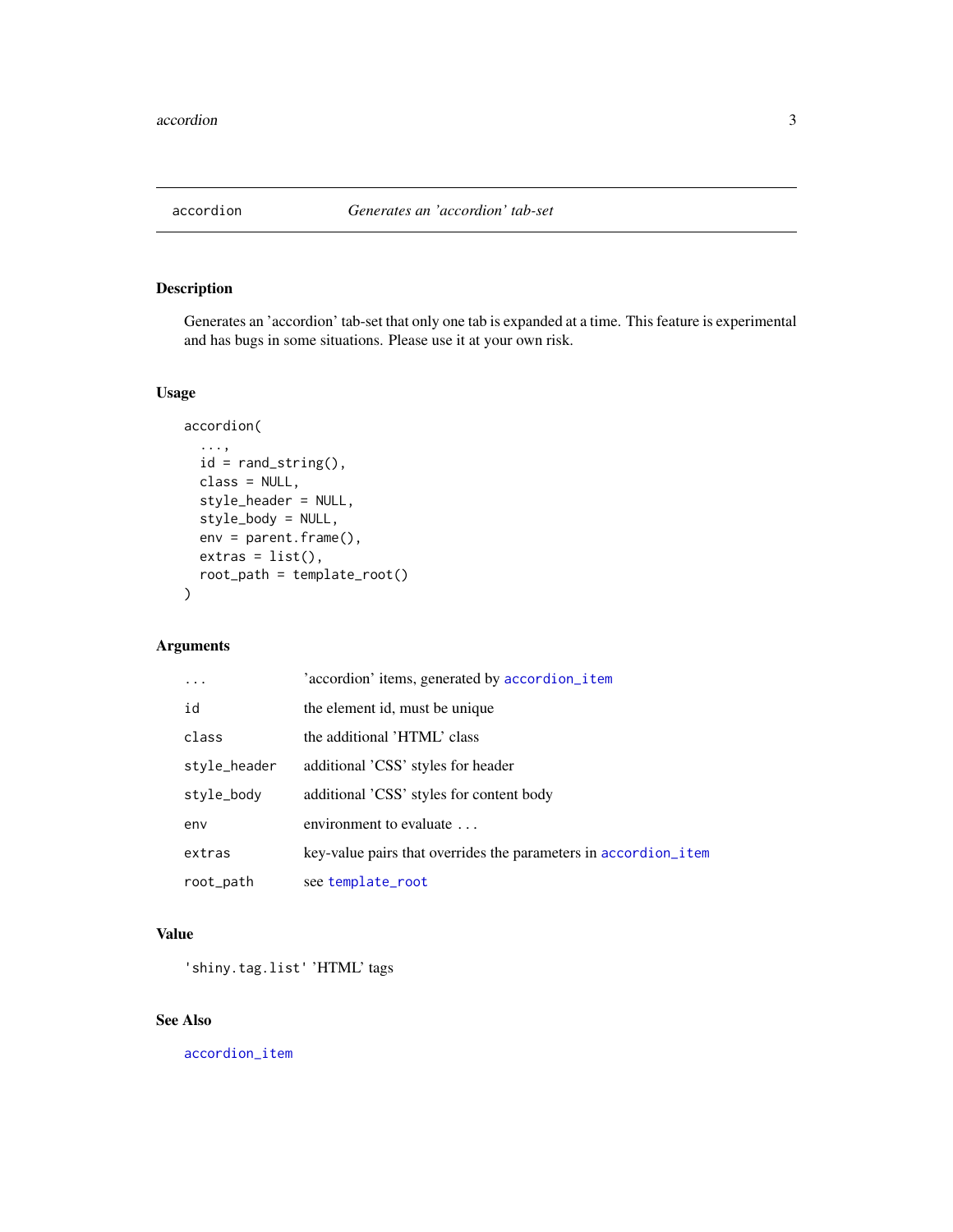## accordion — *Generates an 'accordion' tab-set*

### Description

Generates an 'accordion' tab-set that only one tab is expanded at a time. This feature is experimental and has bugs in some situations. Please use it at your own risk.

### Usage

```
accordion(
  ...,
  id = rand_string(),
  class = NULL,
  style_header = NULL,
  style_body = NULL,
  env = parent.frame(),
  extras = list(),
  root_path = template_root()
)
```

### Arguments

| | |
|---|---|
| `...` | 'accordion' items, generated by `accordion_item` |
| `id` | the element id, must be unique |
| `class` | the additional 'HTML' class |
| `style_header` | additional 'CSS' styles for header |
| `style_body` | additional 'CSS' styles for content body |
| `env` | environment to evaluate `...` |
| `extras` | key-value pairs that overrides the parameters in `accordion_item` |
| `root_path` | see `template_root` |

### Value

'shiny.tag.list' 'HTML' tags

### See Also

`accordion_item`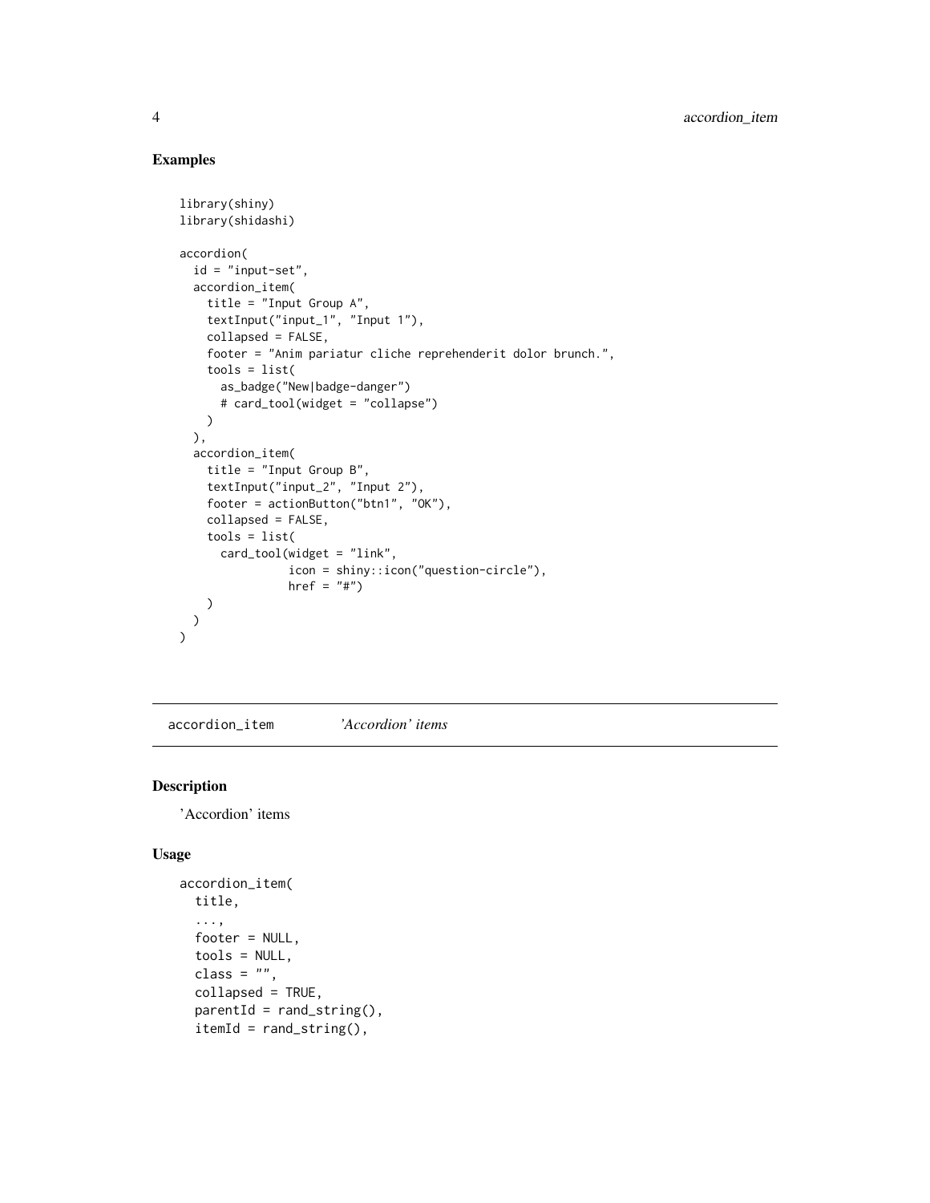## Examples

```
library(shiny)
library(shidashi)

accordion(
  id = "input-set",
  accordion_item(
    title = "Input Group A",
    textInput("input_1", "Input 1"),
    collapsed = FALSE,
    footer = "Anim pariatur cliche reprehenderit dolor brunch.",
    tools = list(
      as_badge("New|badge-danger")
      # card_tool(widget = "collapse")
    )
  ),
  accordion_item(
    title = "Input Group B",
    textInput("input_2", "Input 2"),
    footer = actionButton("btn1", "OK"),
    collapsed = FALSE,
    tools = list(
      card_tool(widget = "link",
                icon = shiny::icon("question-circle"),
                href = "#")
    )
  )
)
```

---

`accordion_item` *'Accordion' items*

---

## Description

'Accordion' items

## Usage

```
accordion_item(
  title,
  ...,
  footer = NULL,
  tools = NULL,
  class = "",
  collapsed = TRUE,
  parentId = rand_string(),
  itemId = rand_string(),
```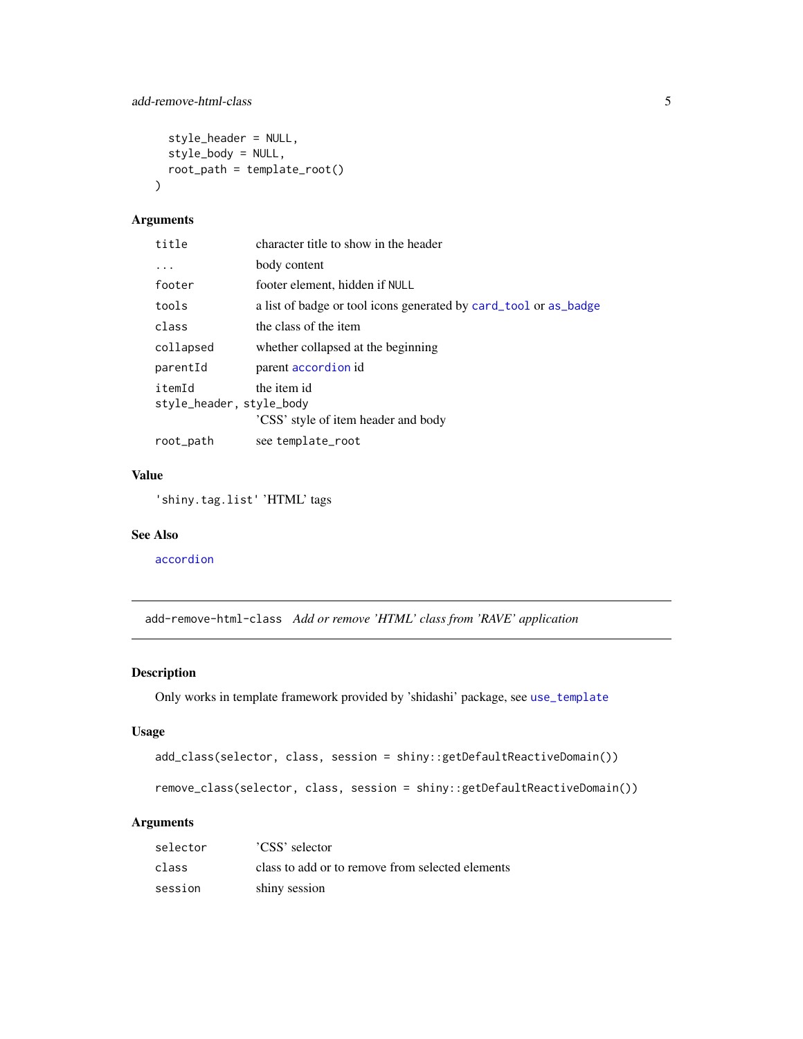```
  style_header = NULL,
  style_body = NULL,
  root_path = template_root()
)
```

### Arguments

| | |
|---|---|
| `title` | character title to show in the header |
| `...` | body content |
| `footer` | footer element, hidden if `NULL` |
| `tools` | a list of badge or tool icons generated by `card_tool` or `as_badge` |
| `class` | the class of the item |
| `collapsed` | whether collapsed at the beginning |
| `parentId` | parent `accordion` id |
| `itemId` | the item id |
| `style_header, style_body` | 'CSS' style of item header and body |
| `root_path` | see `template_root` |

### Value

`'shiny.tag.list'` 'HTML' tags

### See Also

`accordion`

---

## `add-remove-html-class` *Add or remove 'HTML' class from 'RAVE' application*

### Description

Only works in template framework provided by 'shidashi' package, see `use_template`

### Usage

```
add_class(selector, class, session = shiny::getDefaultReactiveDomain())

remove_class(selector, class, session = shiny::getDefaultReactiveDomain())
```

### Arguments

| | |
|---|---|
| `selector` | 'CSS' selector |
| `class` | class to add or to remove from selected elements |
| `session` | shiny session |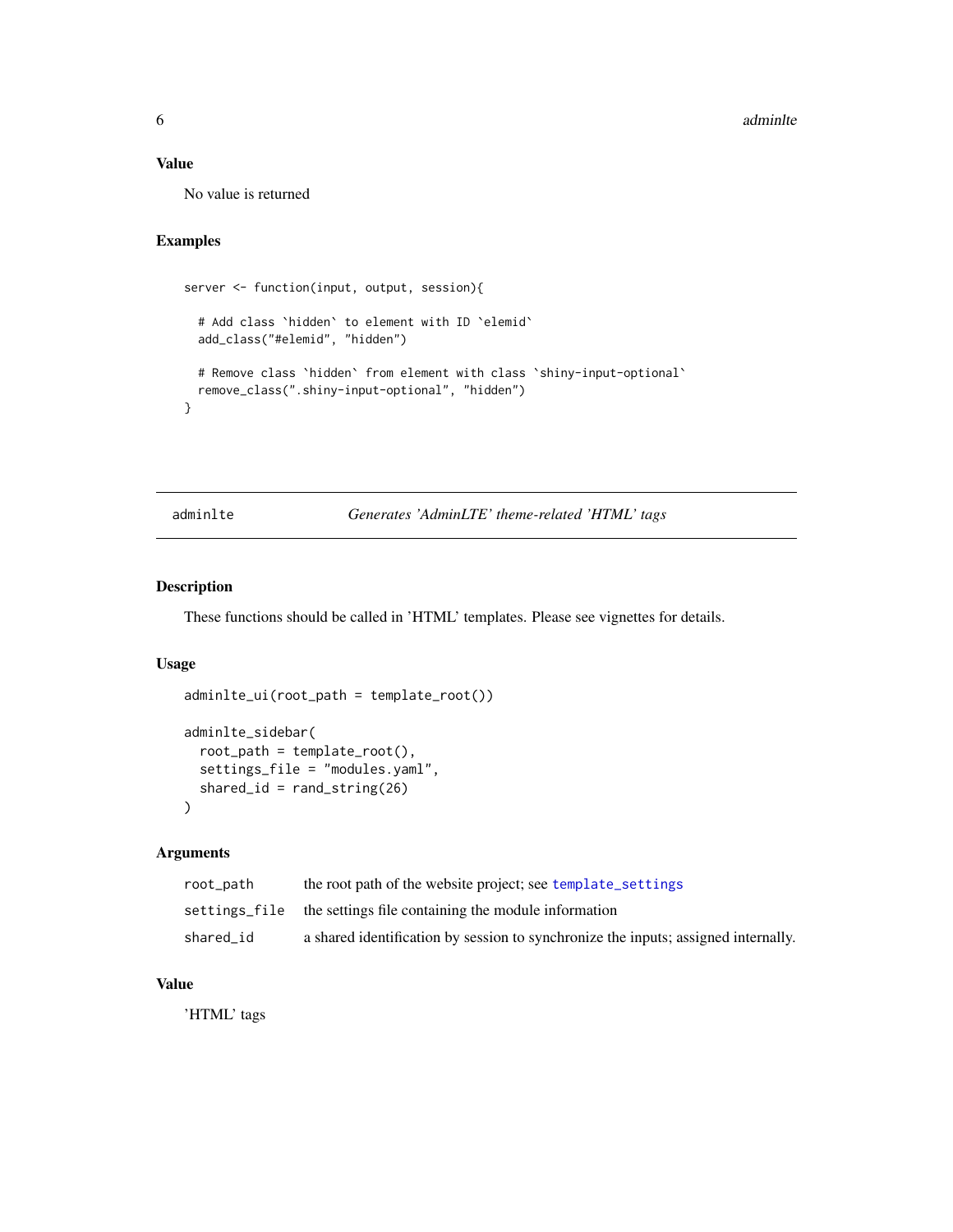### Value

No value is returned

### Examples

```
server <- function(input, output, session){

  # Add class `hidden` to element with ID `elemid`
  add_class("#elemid", "hidden")

  # Remove class `hidden` from element with class `shiny-input-optional`
  remove_class(".shiny-input-optional", "hidden")
}
```

---

## adminlte — *Generates 'AdminLTE' theme-related 'HTML' tags*

---

### Description

These functions should be called in 'HTML' templates. Please see vignettes for details.

### Usage

```
adminlte_ui(root_path = template_root())

adminlte_sidebar(
  root_path = template_root(),
  settings_file = "modules.yaml",
  shared_id = rand_string(26)
)
```

### Arguments

| | |
|---|---|
| `root_path` | the root path of the website project; see template_settings |
| `settings_file` | the settings file containing the module information |
| `shared_id` | a shared identification by session to synchronize the inputs; assigned internally. |

### Value

'HTML' tags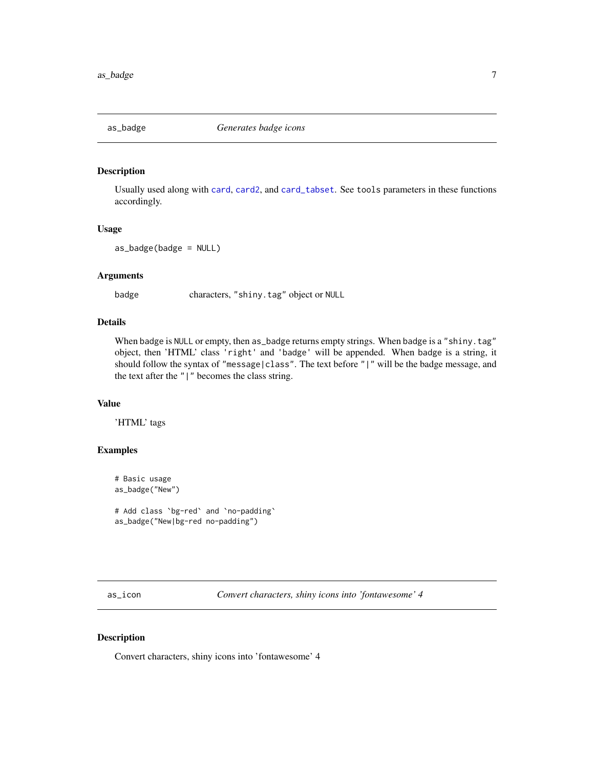## as_badge — *Generates badge icons*

### Description

Usually used along with `card`, `card2`, and `card_tabset`. See `tools` parameters in these functions accordingly.

### Usage

```
as_badge(badge = NULL)
```

### Arguments

| | |
|---|---|
| `badge` | characters, `"shiny.tag"` object or `NULL` |

### Details

When badge is `NULL` or empty, then `as_badge` returns empty strings. When badge is a `"shiny.tag"` object, then 'HTML' class `'right'` and `'badge'` will be appended. When badge is a string, it should follow the syntax of `"message|class"`. The text before `"|"` will be the badge message, and the text after the `"|"` becomes the class string.

### Value

'HTML' tags

### Examples

```
# Basic usage
as_badge("New")

# Add class `bg-red` and `no-padding`
as_badge("New|bg-red no-padding")
```

## as_icon — *Convert characters, shiny icons into 'fontawesome' 4*

### Description

Convert characters, shiny icons into 'fontawesome' 4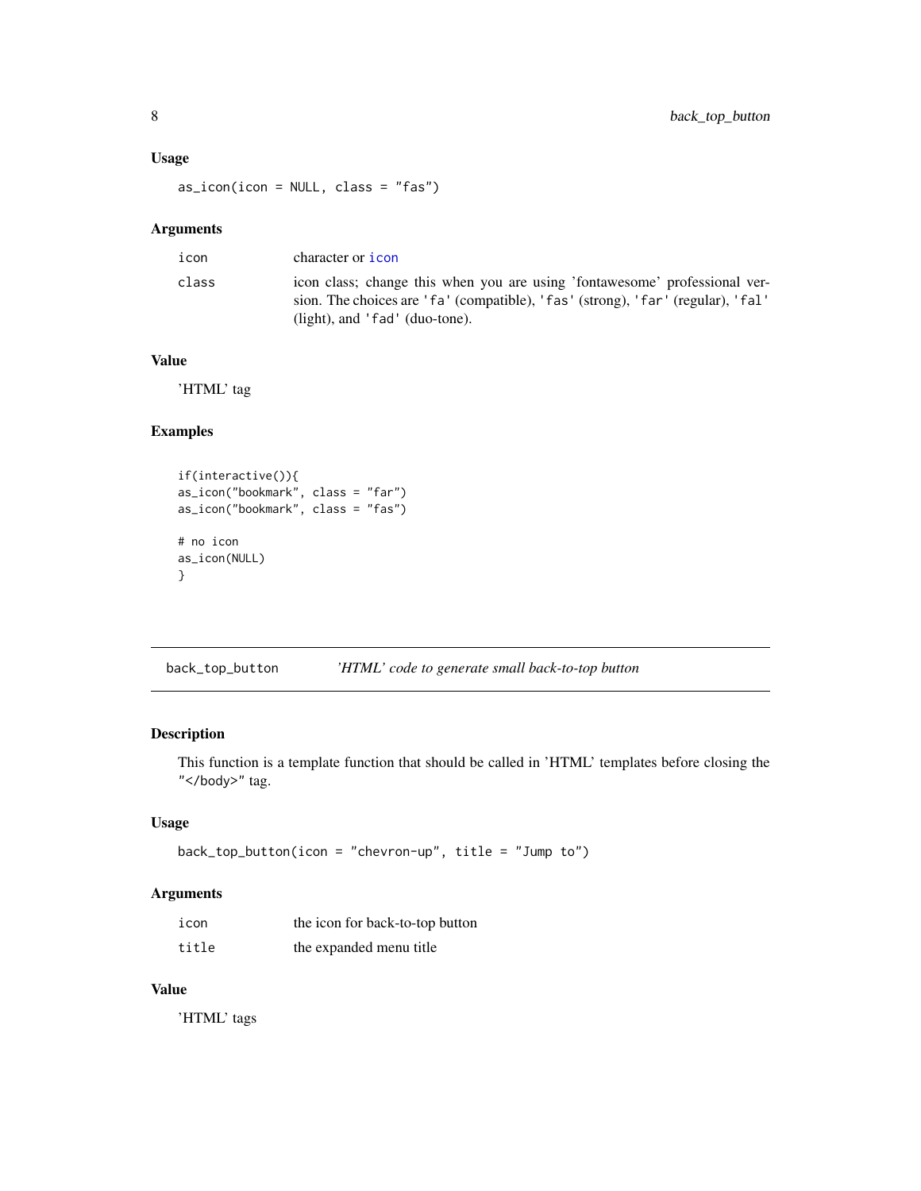### Usage

```
as_icon(icon = NULL, class = "fas")
```

### Arguments

| | |
|---|---|
| icon | character or icon |
| class | icon class; change this when you are using 'fontawesome' professional version. The choices are 'fa' (compatible), 'fas' (strong), 'far' (regular), 'fal' (light), and 'fad' (duo-tone). |

### Value

'HTML' tag

### Examples

```
if(interactive()){
as_icon("bookmark", class = "far")
as_icon("bookmark", class = "fas")

# no icon
as_icon(NULL)
}
```

## back_top_button *'HTML' code to generate small back-to-top button*

### Description

This function is a template function that should be called in 'HTML' templates before closing the "</body>" tag.

### Usage

```
back_top_button(icon = "chevron-up", title = "Jump to")
```

### Arguments

| | |
|---|---|
| icon | the icon for back-to-top button |
| title | the expanded menu title |

### Value

'HTML' tags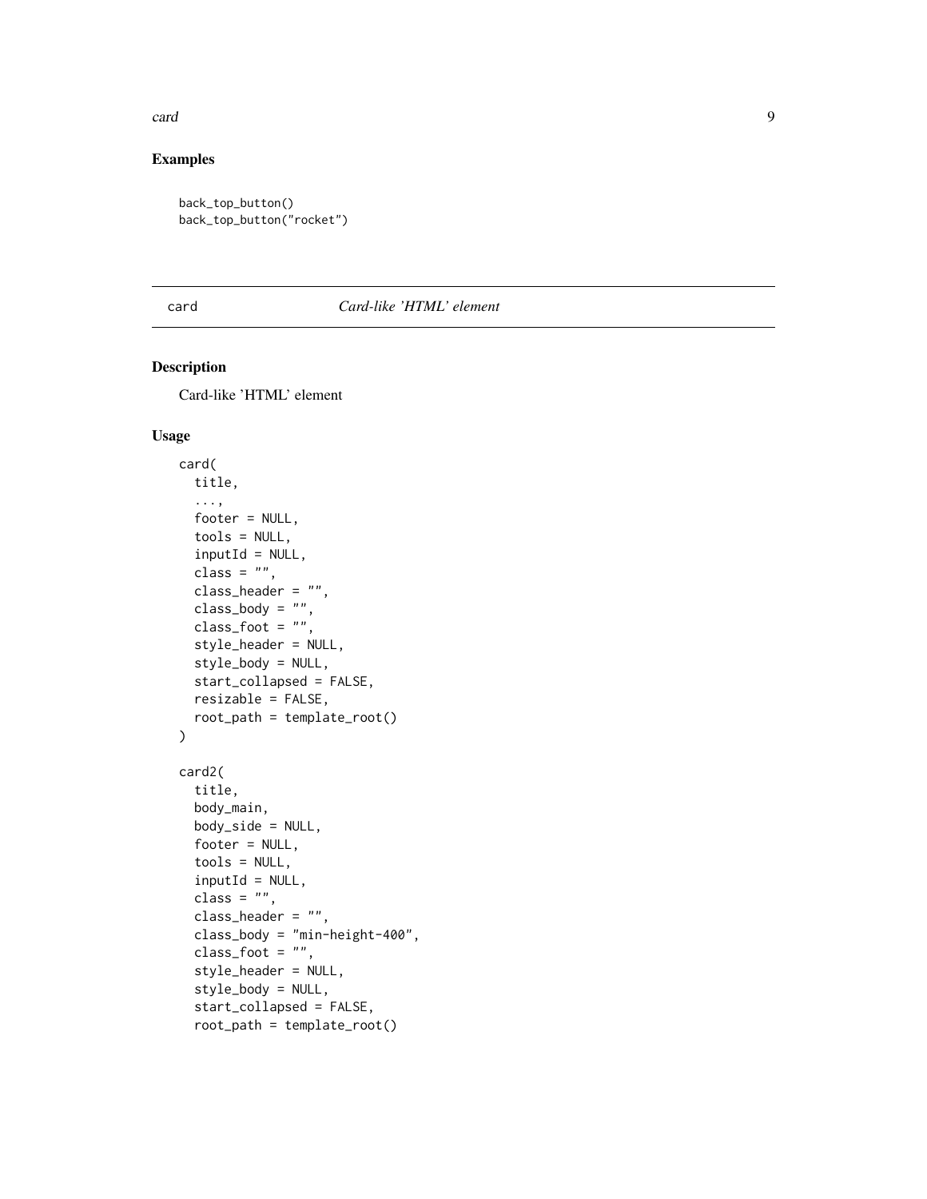## Examples

```
back_top_button()
back_top_button("rocket")
```

---

card *Card-like 'HTML' element*

---

### Description

Card-like 'HTML' element

### Usage

```
card(
  title,
  ...,
  footer = NULL,
  tools = NULL,
  inputId = NULL,
  class = "",
  class_header = "",
  class_body = "",
  class_foot = "",
  style_header = NULL,
  style_body = NULL,
  start_collapsed = FALSE,
  resizable = FALSE,
  root_path = template_root()
)

card2(
  title,
  body_main,
  body_side = NULL,
  footer = NULL,
  tools = NULL,
  inputId = NULL,
  class = "",
  class_header = "",
  class_body = "min-height-400",
  class_foot = "",
  style_header = NULL,
  style_body = NULL,
  start_collapsed = FALSE,
  root_path = template_root()
```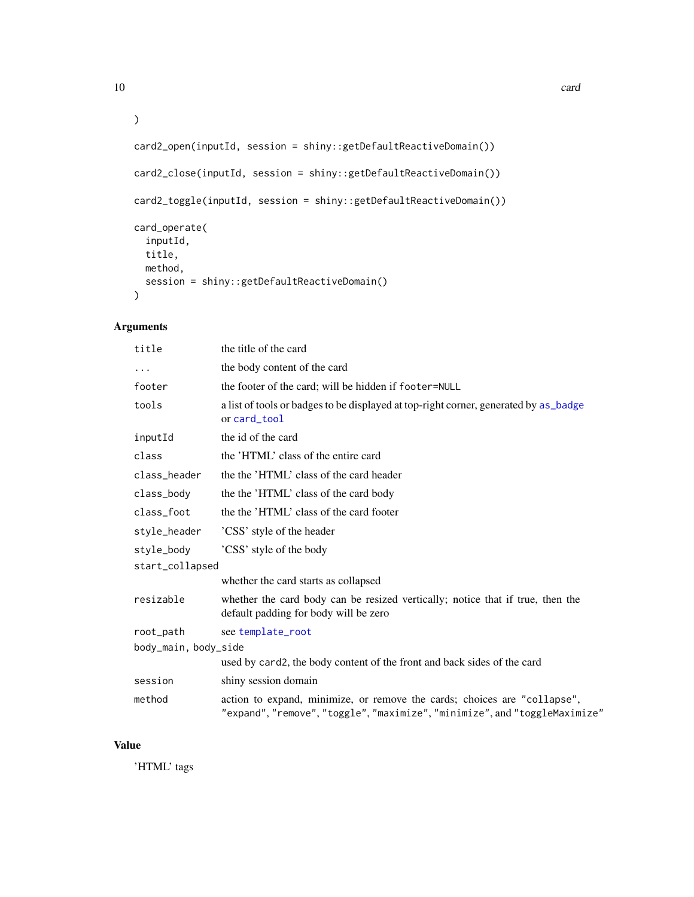```
)

card2_open(inputId, session = shiny::getDefaultReactiveDomain())

card2_close(inputId, session = shiny::getDefaultReactiveDomain())

card2_toggle(inputId, session = shiny::getDefaultReactiveDomain())

card_operate(
  inputId,
  title,
  method,
  session = shiny::getDefaultReactiveDomain()
)
```

## Arguments

| Argument | Description |
|---|---|
| `title` | the title of the card |
| `...` | the body content of the card |
| `footer` | the footer of the card; will be hidden if `footer=NULL` |
| `tools` | a list of tools or badges to be displayed at top-right corner, generated by `as_badge` or `card_tool` |
| `inputId` | the id of the card |
| `class` | the 'HTML' class of the entire card |
| `class_header` | the the 'HTML' class of the card header |
| `class_body` | the the 'HTML' class of the card body |
| `class_foot` | the the 'HTML' class of the card footer |
| `style_header` | 'CSS' style of the header |
| `style_body` | 'CSS' style of the body |
| `start_collapsed` | whether the card starts as collapsed |
| `resizable` | whether the card body can be resized vertically; notice that if true, then the default padding for body will be zero |
| `root_path` | see `template_root` |
| `body_main, body_side` | used by `card2`, the body content of the front and back sides of the card |
| `session` | shiny session domain |
| `method` | action to expand, minimize, or remove the cards; choices are `"collapse"`, `"expand"`, `"remove"`, `"toggle"`, `"maximize"`, `"minimize"`, and `"toggleMaximize"` |

## Value

'HTML' tags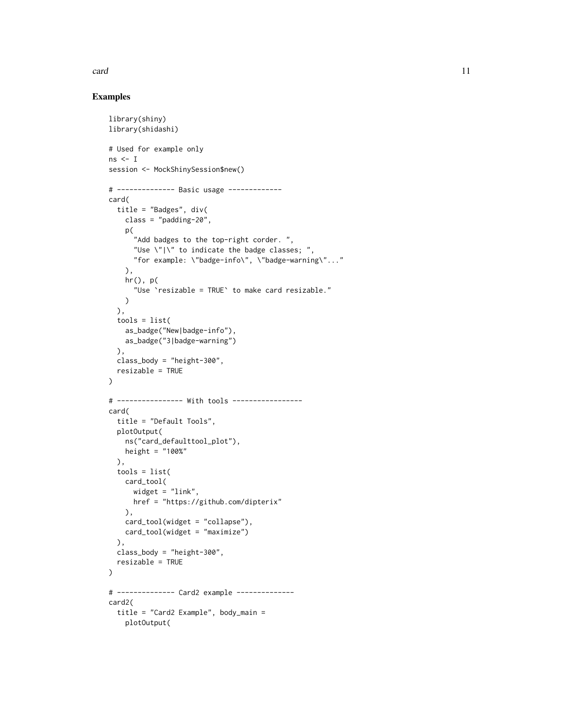## Examples

```
library(shiny)
library(shidashi)

# Used for example only
ns <- I
session <- MockShinySession$new()

# -------------- Basic usage -------------
card(
  title = "Badges", div(
    class = "padding-20",
    p(
      "Add badges to the top-right corder. ",
      "Use \"|\" to indicate the badge classes; ",
      "for example: \"badge-info\", \"badge-warning\"..."
    ),
    hr(), p(
      "Use `resizable = TRUE` to make card resizable."
    )
  ),
  tools = list(
    as_badge("New|badge-info"),
    as_badge("3|badge-warning")
  ),
  class_body = "height-300",
  resizable = TRUE
)

# ---------------- With tools -----------------
card(
  title = "Default Tools",
  plotOutput(
    ns("card_defaulttool_plot"),
    height = "100%"
  ),
  tools = list(
    card_tool(
      widget = "link",
      href = "https://github.com/dipterix"
    ),
    card_tool(widget = "collapse"),
    card_tool(widget = "maximize")
  ),
  class_body = "height-300",
  resizable = TRUE
)

# -------------- Card2 example --------------
card2(
  title = "Card2 Example", body_main =
    plotOutput(
```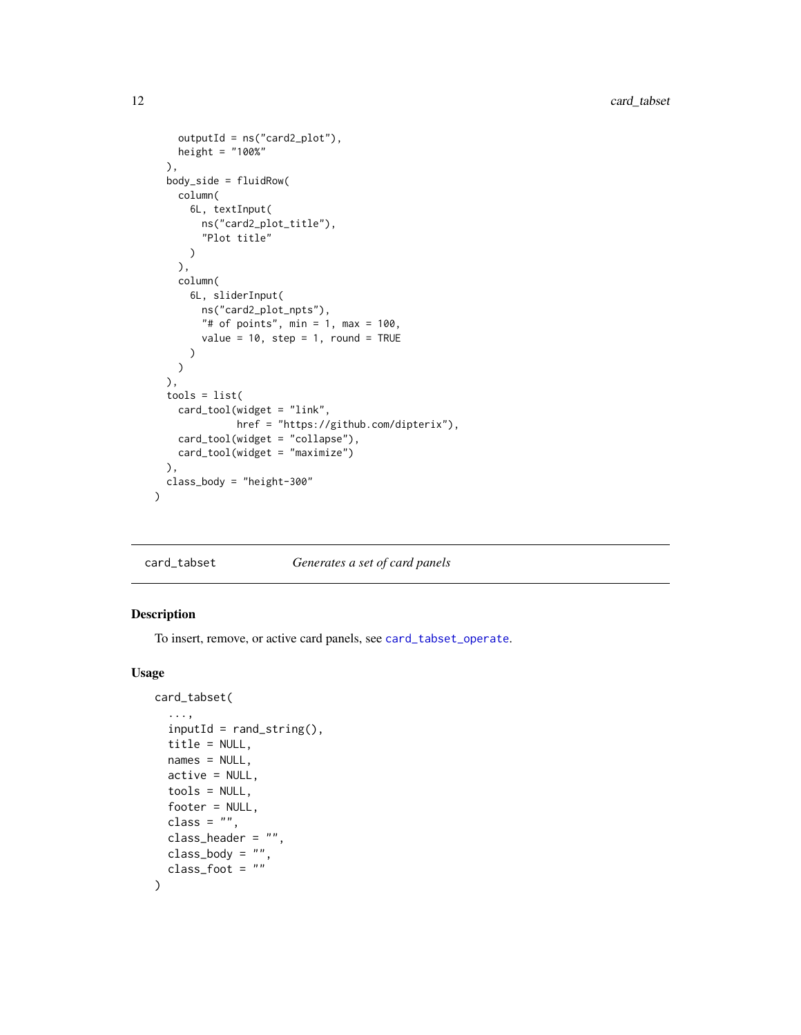```
    outputId = ns("card2_plot"),
    height = "100%"
  ),
  body_side = fluidRow(
    column(
      6L, textInput(
        ns("card2_plot_title"),
        "Plot title"
      )
    ),
    column(
      6L, sliderInput(
        ns("card2_plot_npts"),
        "# of points", min = 1, max = 100,
        value = 10, step = 1, round = TRUE
      )
    )
  ),
  tools = list(
    card_tool(widget = "link",
              href = "https://github.com/dipterix"),
    card_tool(widget = "collapse"),
    card_tool(widget = "maximize")
  ),
  class_body = "height-300"
)
```

---

`card_tabset` *Generates a set of card panels*

---

## Description

To insert, remove, or active card panels, see `card_tabset_operate`.

## Usage

```
card_tabset(
  ...,
  inputId = rand_string(),
  title = NULL,
  names = NULL,
  active = NULL,
  tools = NULL,
  footer = NULL,
  class = "",
  class_header = "",
  class_body = "",
  class_foot = ""
)
```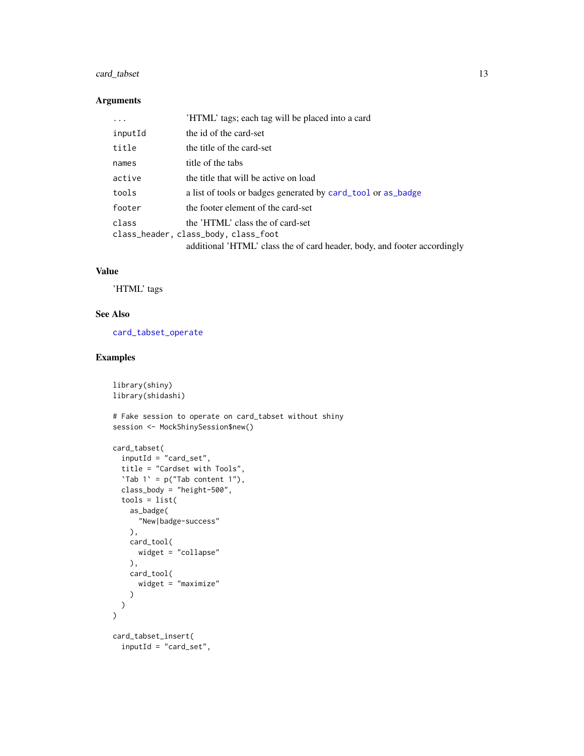## Arguments

| | |
|---|---|
| `...` | 'HTML' tags; each tag will be placed into a card |
| `inputId` | the id of the card-set |
| `title` | the title of the card-set |
| `names` | title of the tabs |
| `active` | the title that will be active on load |
| `tools` | a list of tools or badges generated by `card_tool` or `as_badge` |
| `footer` | the footer element of the card-set |
| `class` | the 'HTML' class the of card-set |
| `class_header, class_body, class_foot` | additional 'HTML' class the of card header, body, and footer accordingly |

## Value

'HTML' tags

## See Also

`card_tabset_operate`

## Examples

```
library(shiny)
library(shidashi)

# Fake session to operate on card_tabset without shiny
session <- MockShinySession$new()

card_tabset(
  inputId = "card_set",
  title = "Cardset with Tools",
  `Tab 1` = p("Tab content 1"),
  class_body = "height-500",
  tools = list(
    as_badge(
      "New|badge-success"
    ),
    card_tool(
      widget = "collapse"
    ),
    card_tool(
      widget = "maximize"
    )
  )
)

card_tabset_insert(
  inputId = "card_set",
```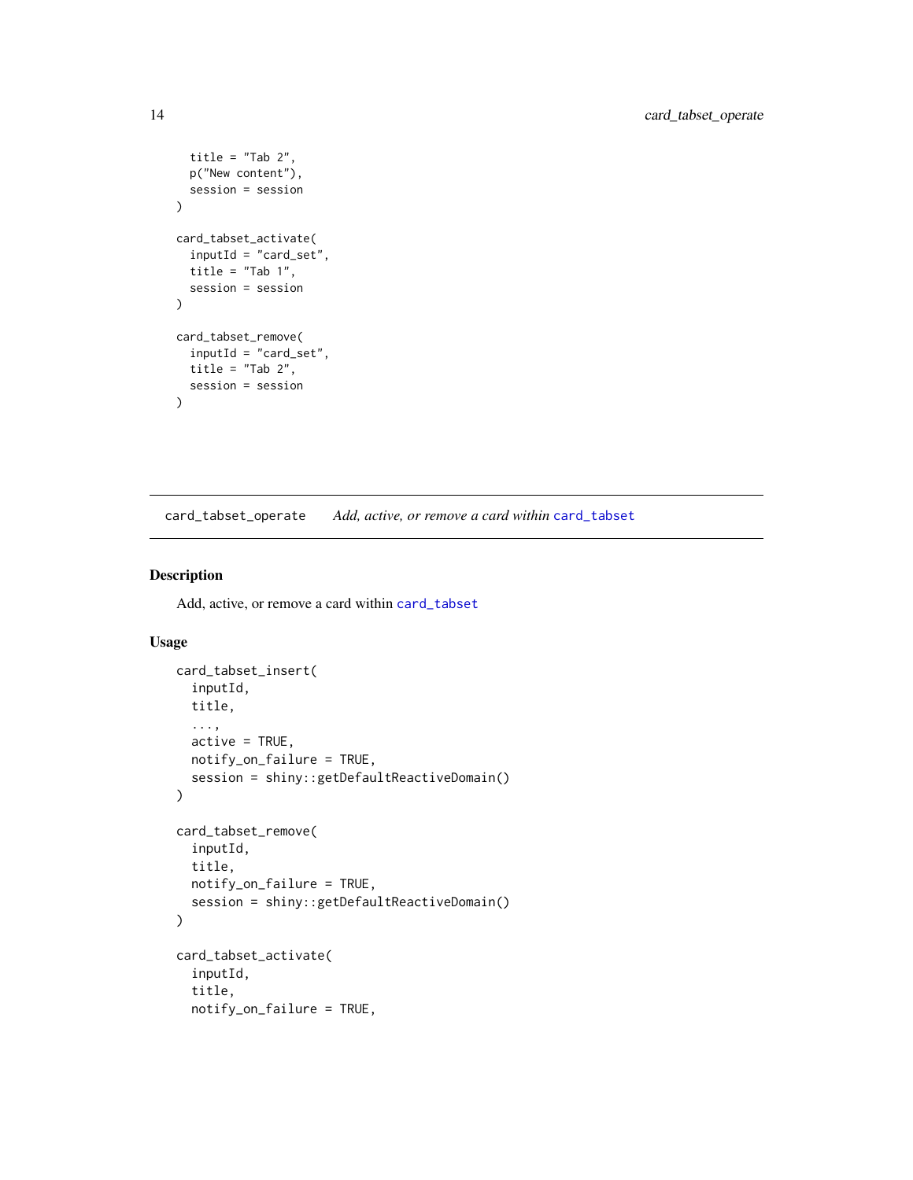```
  title = "Tab 2",
  p("New content"),
  session = session
)

card_tabset_activate(
  inputId = "card_set",
  title = "Tab 1",
  session = session
)

card_tabset_remove(
  inputId = "card_set",
  title = "Tab 2",
  session = session
)
```

## card_tabset_operate  *Add, active, or remove a card within card_tabset*

### Description

Add, active, or remove a card within card_tabset

### Usage

```
card_tabset_insert(
  inputId,
  title,
  ...,
  active = TRUE,
  notify_on_failure = TRUE,
  session = shiny::getDefaultReactiveDomain()
)

card_tabset_remove(
  inputId,
  title,
  notify_on_failure = TRUE,
  session = shiny::getDefaultReactiveDomain()
)

card_tabset_activate(
  inputId,
  title,
  notify_on_failure = TRUE,
```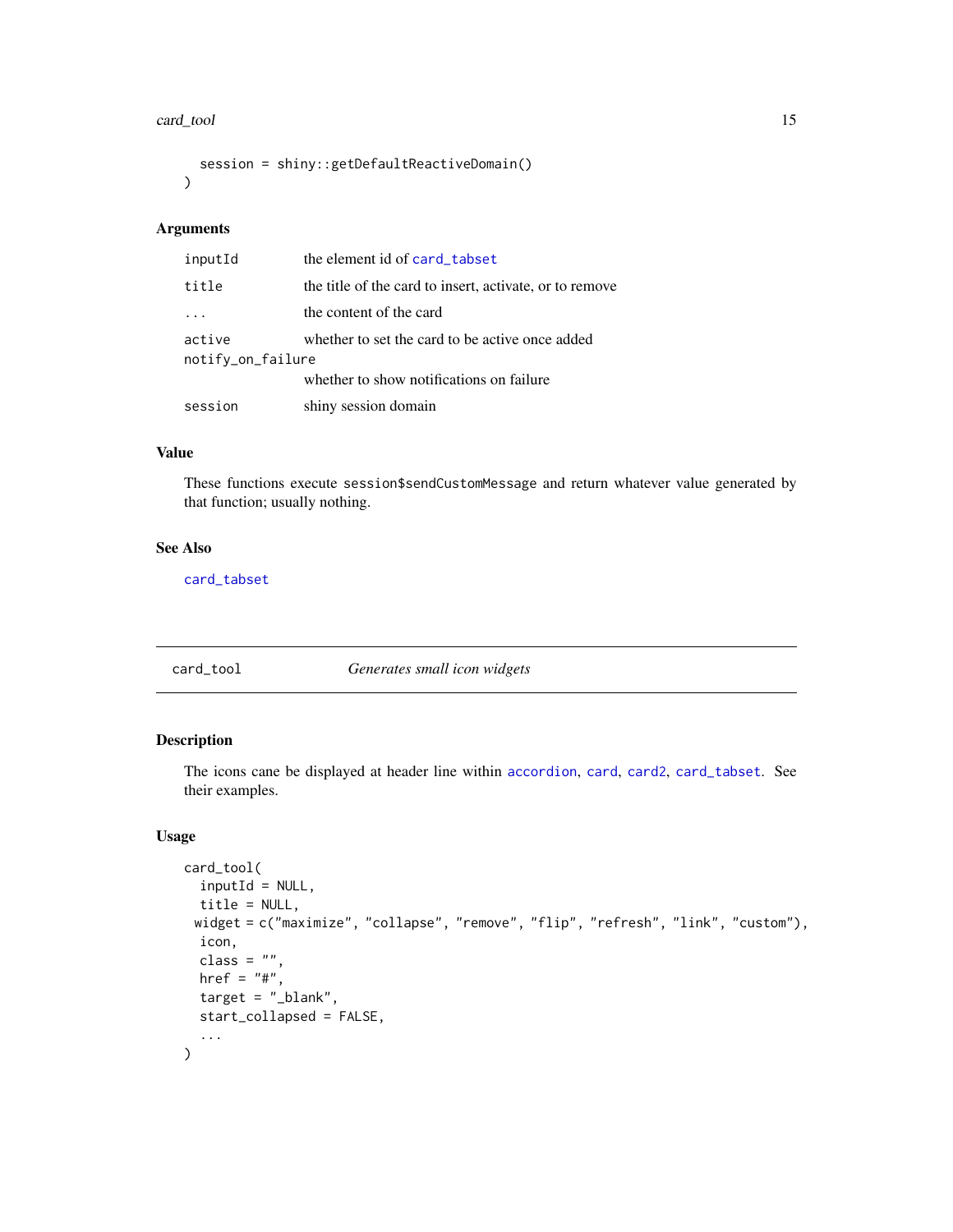```
  session = shiny::getDefaultReactiveDomain()
)
```

### Arguments

| | |
|---|---|
| inputId | the element id of card_tabset |
| title | the title of the card to insert, activate, or to remove |
| ... | the content of the card |
| active | whether to set the card to be active once added |
| notify_on_failure | whether to show notifications on failure |
| session | shiny session domain |

### Value

These functions execute session$sendCustomMessage and return whatever value generated by that function; usually nothing.

### See Also

card_tabset

---

## card_tool — *Generates small icon widgets*

### Description

The icons cane be displayed at header line within accordion, card, card2, card_tabset. See their examples.

### Usage

```
card_tool(
  inputId = NULL,
  title = NULL,
  widget = c("maximize", "collapse", "remove", "flip", "refresh", "link", "custom"),
  icon,
  class = "",
  href = "#",
  target = "_blank",
  start_collapsed = FALSE,
  ...
)
```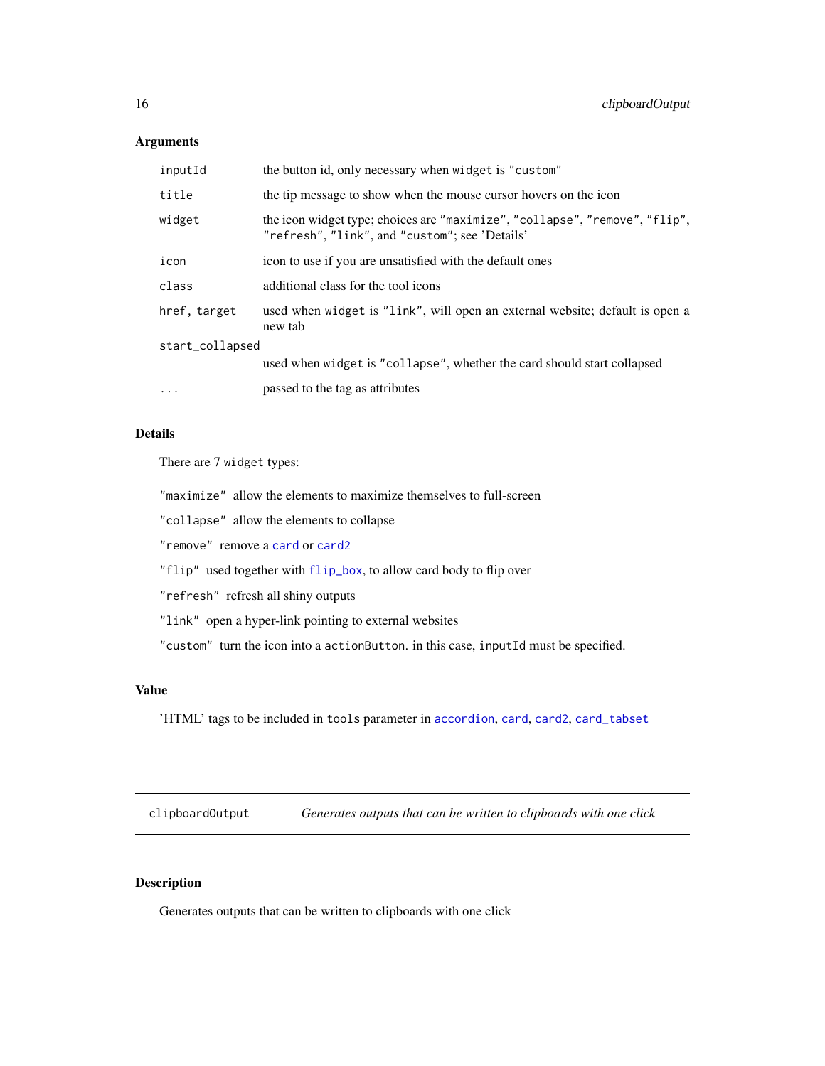### Arguments

| | |
|---|---|
| `inputId` | the button id, only necessary when `widget` is `"custom"` |
| `title` | the tip message to show when the mouse cursor hovers on the icon |
| `widget` | the icon widget type; choices are `"maximize"`, `"collapse"`, `"remove"`, `"flip"`, `"refresh"`, `"link"`, and `"custom"`; see 'Details' |
| `icon` | icon to use if you are unsatisfied with the default ones |
| `class` | additional class for the tool icons |
| `href, target` | used when `widget` is `"link"`, will open an external website; default is open a new tab |
| `start_collapsed` | used when `widget` is `"collapse"`, whether the card should start collapsed |
| `...` | passed to the tag as attributes |

### Details

There are 7 `widget` types:

`"maximize"` allow the elements to maximize themselves to full-screen

`"collapse"` allow the elements to collapse

`"remove"` remove a `card` or `card2`

`"flip"` used together with `flip_box`, to allow card body to flip over

`"refresh"` refresh all shiny outputs

`"link"` open a hyper-link pointing to external websites

`"custom"` turn the icon into a `actionButton`. in this case, `inputId` must be specified.

### Value

'HTML' tags to be included in `tools` parameter in `accordion`, `card`, `card2`, `card_tabset`

---

## `clipboardOutput` *Generates outputs that can be written to clipboards with one click*

---

### Description

Generates outputs that can be written to clipboards with one click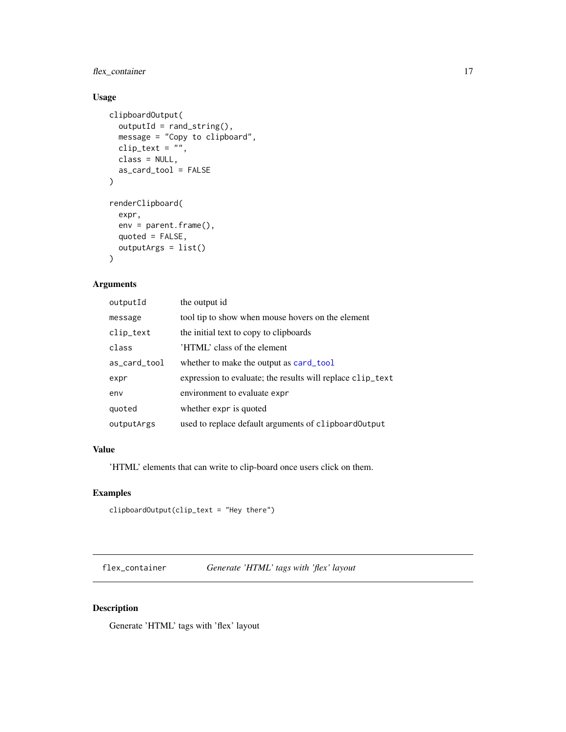### Usage

```
clipboardOutput(
  outputId = rand_string(),
  message = "Copy to clipboard",
  clip_text = "",
  class = NULL,
  as_card_tool = FALSE
)

renderClipboard(
  expr,
  env = parent.frame(),
  quoted = FALSE,
  outputArgs = list()
)
```

### Arguments

| | |
|---|---|
| `outputId` | the output id |
| `message` | tool tip to show when mouse hovers on the element |
| `clip_text` | the initial text to copy to clipboards |
| `class` | 'HTML' class of the element |
| `as_card_tool` | whether to make the output as `card_tool` |
| `expr` | expression to evaluate; the results will replace `clip_text` |
| `env` | environment to evaluate `expr` |
| `quoted` | whether `expr` is quoted |
| `outputArgs` | used to replace default arguments of `clipboardOutput` |

### Value

'HTML' elements that can write to clip-board once users click on them.

### Examples

```
clipboardOutput(clip_text = "Hey there")
```

---

## `flex_container` *Generate 'HTML' tags with 'flex' layout*

---

### Description

Generate 'HTML' tags with 'flex' layout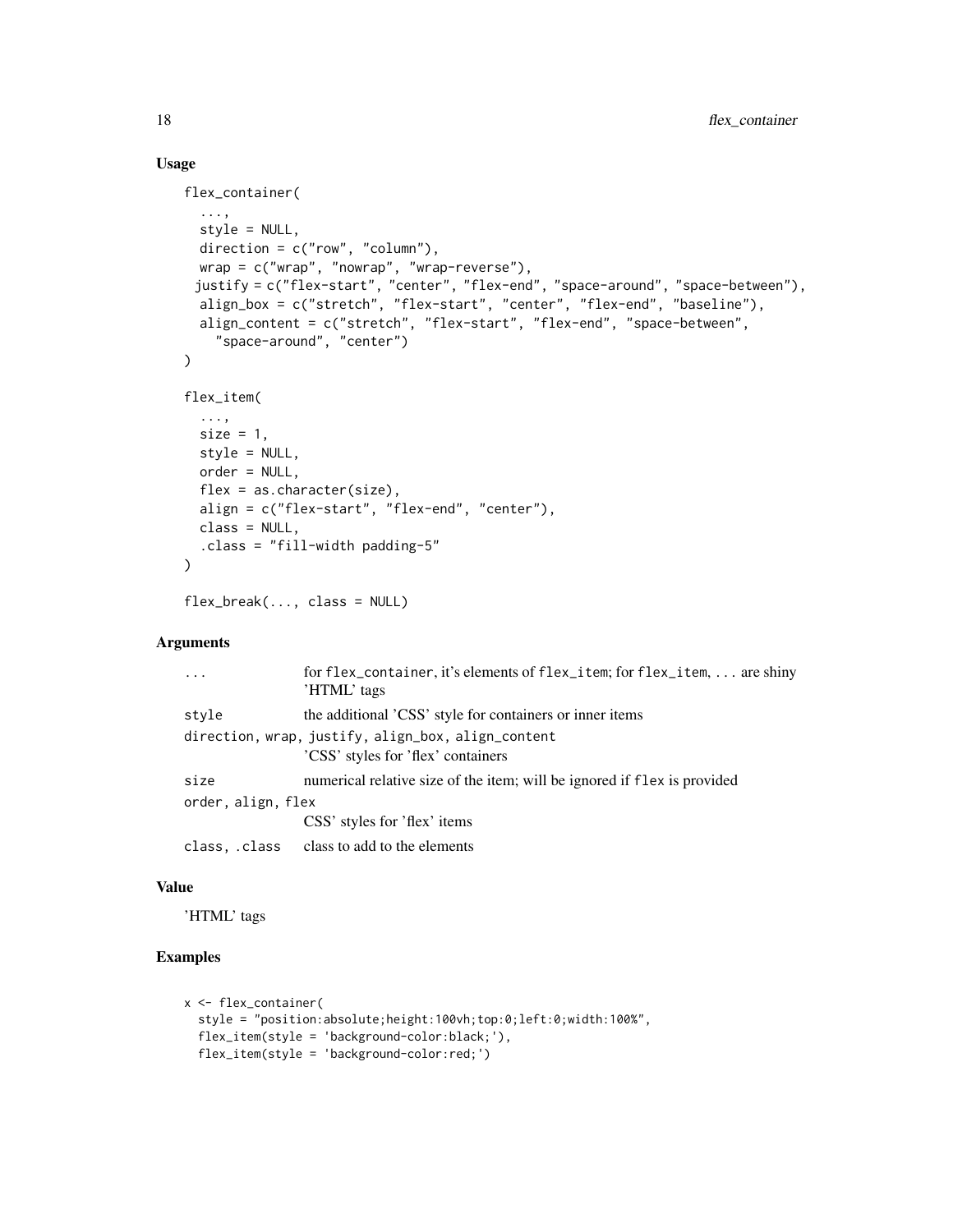## Usage

```
flex_container(
  ...,
  style = NULL,
  direction = c("row", "column"),
  wrap = c("wrap", "nowrap", "wrap-reverse"),
  justify = c("flex-start", "center", "flex-end", "space-around", "space-between"),
  align_box = c("stretch", "flex-start", "center", "flex-end", "baseline"),
  align_content = c("stretch", "flex-start", "flex-end", "space-between",
    "space-around", "center")
)

flex_item(
  ...,
  size = 1,
  style = NULL,
  order = NULL,
  flex = as.character(size),
  align = c("flex-start", "flex-end", "center"),
  class = NULL,
  .class = "fill-width padding-5"
)

flex_break(..., class = NULL)
```

## Arguments

| | |
|---|---|
| `...` | for `flex_container`, it's elements of `flex_item`; for `flex_item`, `...` are shiny 'HTML' tags |
| `style` | the additional 'CSS' style for containers or inner items |
| `direction, wrap, justify, align_box, align_content` | 'CSS' styles for 'flex' containers |
| `size` | numerical relative size of the item; will be ignored if `flex` is provided |
| `order, align, flex` | CSS' styles for 'flex' items |
| `class, .class` | class to add to the elements |

## Value

'HTML' tags

## Examples

```
x <- flex_container(
  style = "position:absolute;height:100vh;top:0;left:0;width:100%",
  flex_item(style = 'background-color:black;'),
  flex_item(style = 'background-color:red;')
```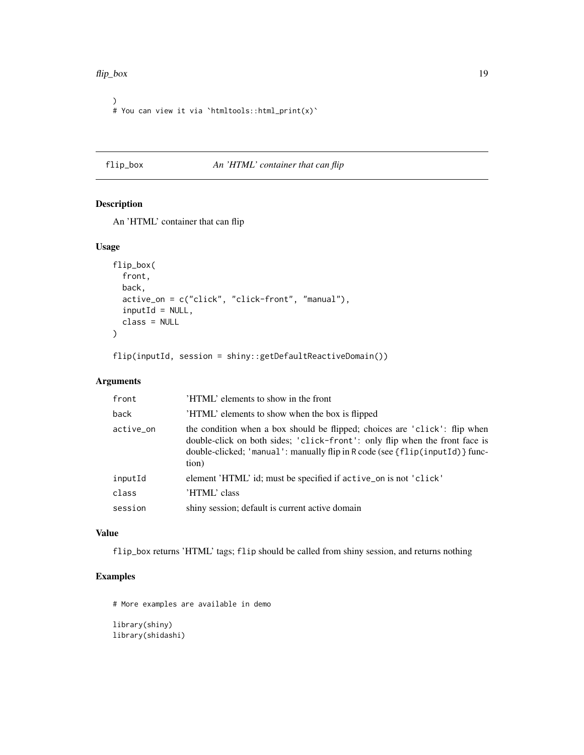```
)
# You can view it via `htmltools::html_print(x)`
```

## flip_box *An 'HTML' container that can flip*

### Description

An 'HTML' container that can flip

### Usage

```
flip_box(
  front,
  back,
  active_on = c("click", "click-front", "manual"),
  inputId = NULL,
  class = NULL
)

flip(inputId, session = shiny::getDefaultReactiveDomain())
```

### Arguments

| | |
|---|---|
| `front` | 'HTML' elements to show in the front |
| `back` | 'HTML' elements to show when the box is flipped |
| `active_on` | the condition when a box should be flipped; choices are `'click'`: flip when double-click on both sides; `'click-front'`: only flip when the front face is double-clicked; `'manual'`: manually flip in R code (see `{flip(inputId)}` function) |
| `inputId` | element 'HTML' id; must be specified if `active_on` is not `'click'` |
| `class` | 'HTML' class |
| `session` | shiny session; default is current active domain |

### Value

`flip_box` returns 'HTML' tags; `flip` should be called from shiny session, and returns nothing

### Examples

```
# More examples are available in demo

library(shiny)
library(shidashi)
```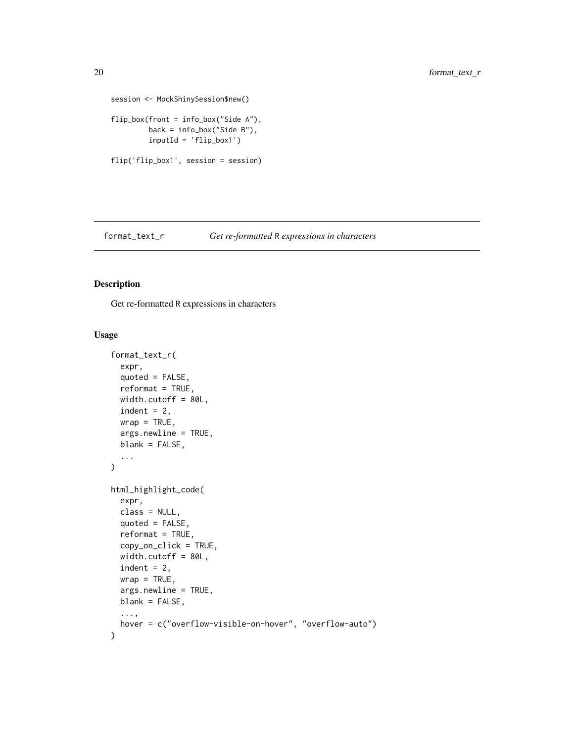```
session <- MockShinySession$new()

flip_box(front = info_box("Side A"),
         back = info_box("Side B"),
         inputId = 'flip_box1')

flip('flip_box1', session = session)
```

## format_text_r *Get re-formatted R expressions in characters*

### Description

Get re-formatted R expressions in characters

### Usage

```
format_text_r(
  expr,
  quoted = FALSE,
  reformat = TRUE,
  width.cutoff = 80L,
  indent = 2,
  wrap = TRUE,
  args.newline = TRUE,
  blank = FALSE,
  ...
)

html_highlight_code(
  expr,
  class = NULL,
  quoted = FALSE,
  reformat = TRUE,
  copy_on_click = TRUE,
  width.cutoff = 80L,
  indent = 2,
  wrap = TRUE,
  args.newline = TRUE,
  blank = FALSE,
  ...,
  hover = c("overflow-visible-on-hover", "overflow-auto")
)
```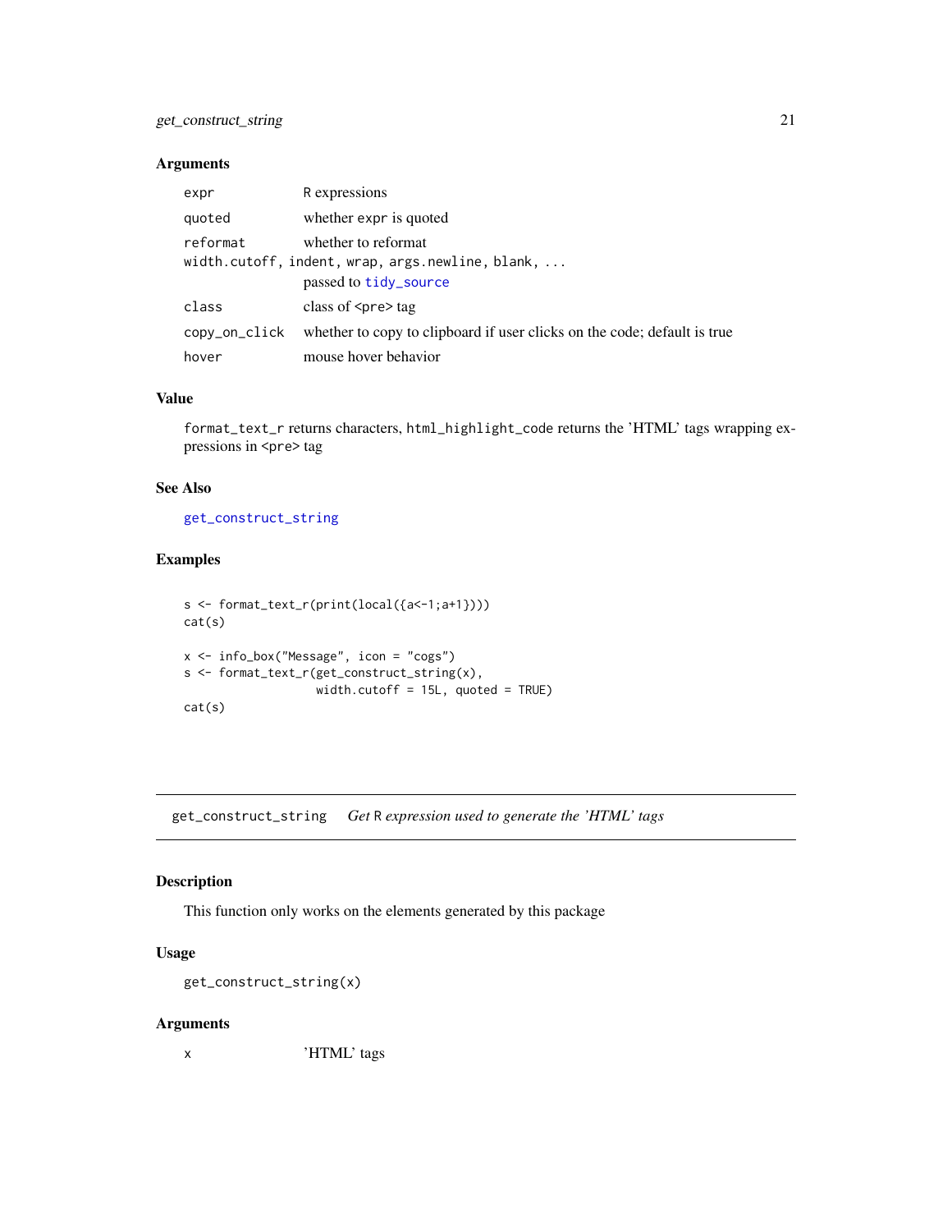### Arguments

| | |
|---|---|
| `expr` | R expressions |
| `quoted` | whether `expr` is quoted |
| `reformat` | whether to reformat |
| `width.cutoff, indent, wrap, args.newline, blank, ...` | passed to `tidy_source` |
| `class` | class of <pre> tag |
| `copy_on_click` | whether to copy to clipboard if user clicks on the code; default is true |
| `hover` | mouse hover behavior |

### Value

`format_text_r` returns characters, `html_highlight_code` returns the 'HTML' tags wrapping expressions in <pre> tag

### See Also

`get_construct_string`

### Examples

```
s <- format_text_r(print(local({a<-1;a+1})))
cat(s)

x <- info_box("Message", icon = "cogs")
s <- format_text_r(get_construct_string(x),
                   width.cutoff = 15L, quoted = TRUE)
cat(s)
```

---

## get_construct_string    *Get R expression used to generate the 'HTML' tags*

### Description

This function only works on the elements generated by this package

### Usage

```
get_construct_string(x)
```

### Arguments

| | |
|---|---|
| `x` | 'HTML' tags |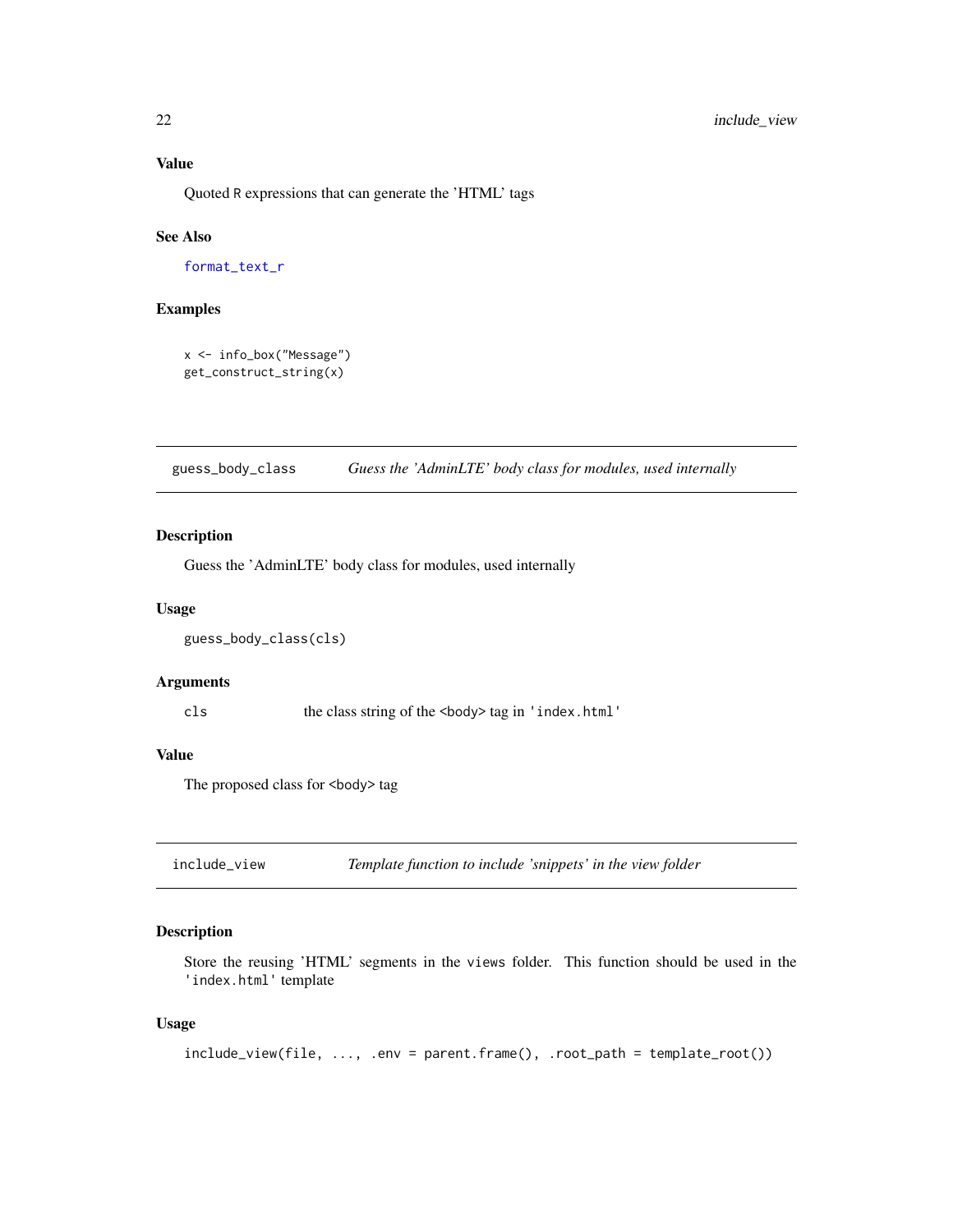### Value

Quoted R expressions that can generate the 'HTML' tags

### See Also

format_text_r

### Examples

```
x <- info_box("Message")
get_construct_string(x)
```

---

## guess_body_class — *Guess the 'AdminLTE' body class for modules, used internally*

### Description

Guess the 'AdminLTE' body class for modules, used internally

### Usage

```
guess_body_class(cls)
```

### Arguments

| | |
|---|---|
| cls | the class string of the <body> tag in 'index.html' |

### Value

The proposed class for <body> tag

---

## include_view — *Template function to include 'snippets' in the view folder*

### Description

Store the reusing 'HTML' segments in the views folder. This function should be used in the 'index.html' template

### Usage

```
include_view(file, ..., .env = parent.frame(), .root_path = template_root())
```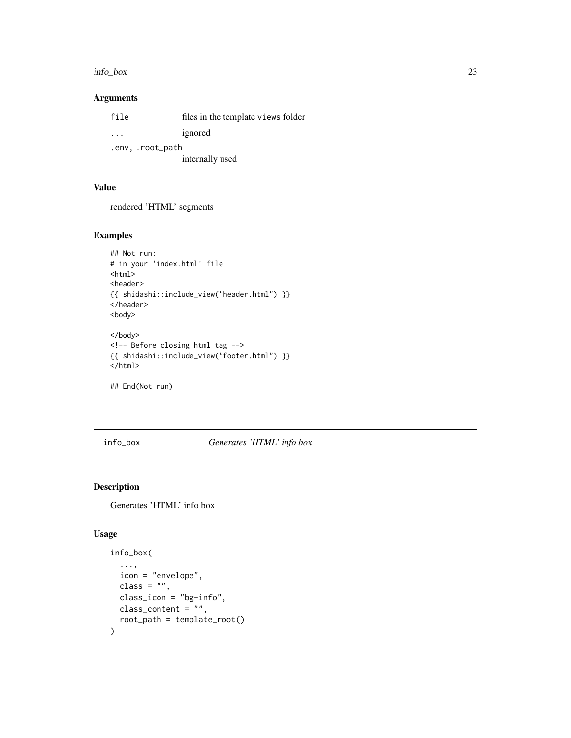### Arguments

| | |
|---|---|
| `file` | files in the template `views` folder |
| `...` | ignored |
| `.env, .root_path` | internally used |

### Value

rendered 'HTML' segments

### Examples

```
## Not run:
# in your 'index.html' file
<html>
<header>
{{ shidashi::include_view("header.html") }}
</header>
<body>

</body>
<!-- Before closing html tag -->
{{ shidashi::include_view("footer.html") }}
</html>

## End(Not run)
```

---

## info_box    *Generates 'HTML' info box*

### Description

Generates 'HTML' info box

### Usage

```
info_box(
  ...,
  icon = "envelope",
  class = "",
  class_icon = "bg-info",
  class_content = "",
  root_path = template_root()
)
```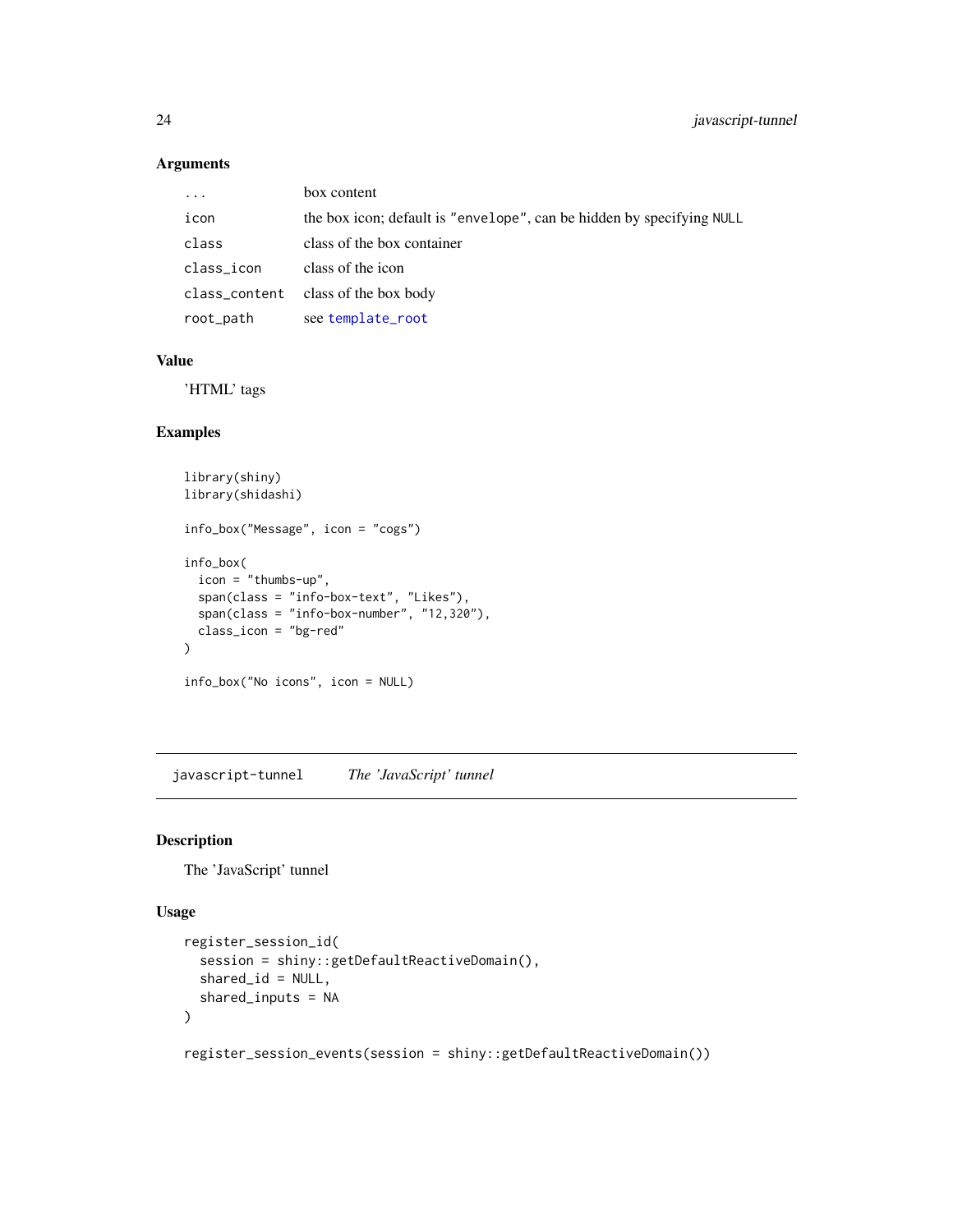### Arguments

| | |
|---|---|
| `...` | box content |
| `icon` | the box icon; default is `"envelope"`, can be hidden by specifying `NULL` |
| `class` | class of the box container |
| `class_icon` | class of the icon |
| `class_content` | class of the box body |
| `root_path` | see `template_root` |

### Value

'HTML' tags

### Examples

```
library(shiny)
library(shidashi)

info_box("Message", icon = "cogs")

info_box(
  icon = "thumbs-up",
  span(class = "info-box-text", "Likes"),
  span(class = "info-box-number", "12,320"),
  class_icon = "bg-red"
)

info_box("No icons", icon = NULL)
```

---

## javascript-tunnel *The 'JavaScript' tunnel*

### Description

The 'JavaScript' tunnel

### Usage

```
register_session_id(
  session = shiny::getDefaultReactiveDomain(),
  shared_id = NULL,
  shared_inputs = NA
)

register_session_events(session = shiny::getDefaultReactiveDomain())
```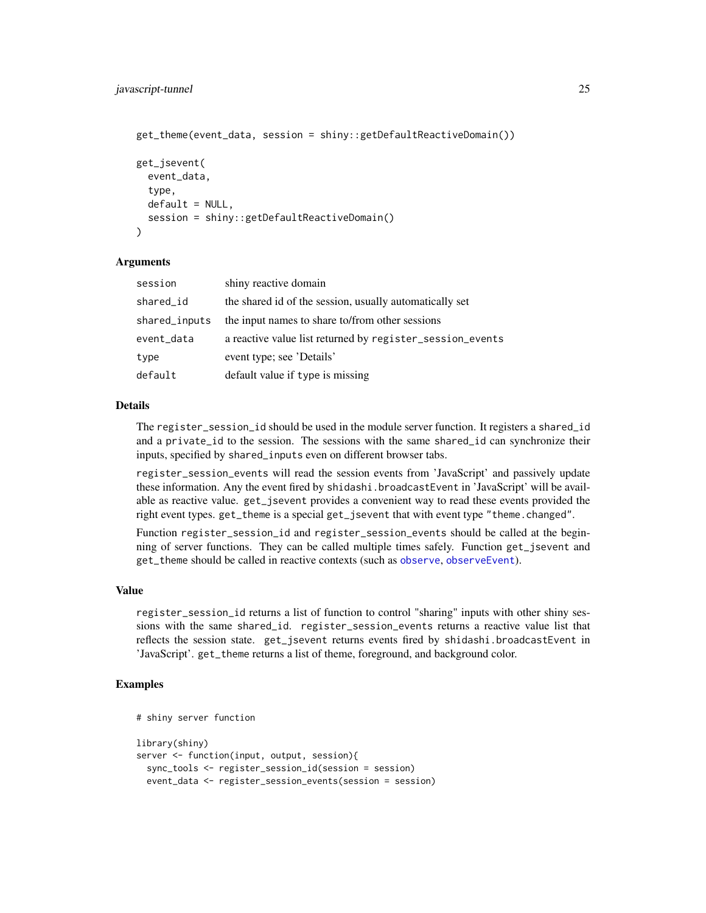```
get_theme(event_data, session = shiny::getDefaultReactiveDomain())

get_jsevent(
  event_data,
  type,
  default = NULL,
  session = shiny::getDefaultReactiveDomain()
)
```

### Arguments

| | |
|---|---|
| session | shiny reactive domain |
| shared_id | the shared id of the session, usually automatically set |
| shared_inputs | the input names to share to/from other sessions |
| event_data | a reactive value list returned by register_session_events |
| type | event type; see 'Details' |
| default | default value if type is missing |

### Details

The register_session_id should be used in the module server function. It registers a shared_id and a private_id to the session. The sessions with the same shared_id can synchronize their inputs, specified by shared_inputs even on different browser tabs.

register_session_events will read the session events from 'JavaScript' and passively update these information. Any the event fired by shidashi.broadcastEvent in 'JavaScript' will be available as reactive value. get_jsevent provides a convenient way to read these events provided the right event types. get_theme is a special get_jsevent that with event type "theme.changed".

Function register_session_id and register_session_events should be called at the beginning of server functions. They can be called multiple times safely. Function get_jsevent and get_theme should be called in reactive contexts (such as observe, observeEvent).

### Value

register_session_id returns a list of function to control "sharing" inputs with other shiny sessions with the same shared_id. register_session_events returns a reactive value list that reflects the session state. get_jsevent returns events fired by shidashi.broadcastEvent in 'JavaScript'. get_theme returns a list of theme, foreground, and background color.

### Examples

```
# shiny server function

library(shiny)
server <- function(input, output, session){
  sync_tools <- register_session_id(session = session)
  event_data <- register_session_events(session = session)
```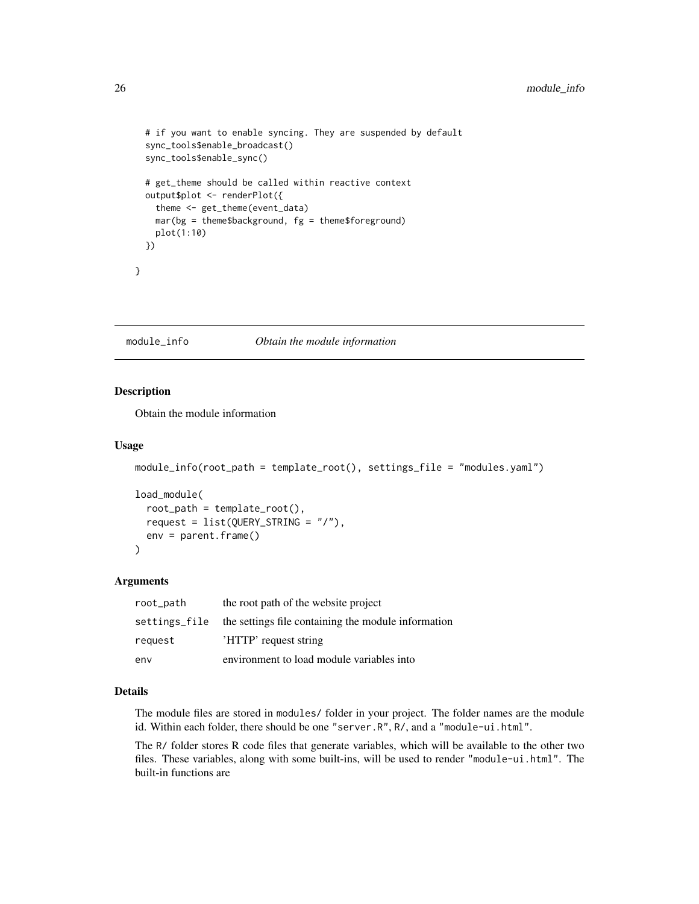```
  # if you want to enable syncing. They are suspended by default
  sync_tools$enable_broadcast()
  sync_tools$enable_sync()

  # get_theme should be called within reactive context
  output$plot <- renderPlot({
    theme <- get_theme(event_data)
    mar(bg = theme$background, fg = theme$foreground)
    plot(1:10)
  })

}
```

## module_info *Obtain the module information*

### Description

Obtain the module information

### Usage

```
module_info(root_path = template_root(), settings_file = "modules.yaml")

load_module(
  root_path = template_root(),
  request = list(QUERY_STRING = "/"),
  env = parent.frame()
)
```

### Arguments

| | |
|---|---|
| root_path | the root path of the website project |
| settings_file | the settings file containing the module information |
| request | 'HTTP' request string |
| env | environment to load module variables into |

### Details

The module files are stored in `modules/` folder in your project. The folder names are the module id. Within each folder, there should be one `"server.R"`, `R/`, and a `"module-ui.html"`.

The `R/` folder stores R code files that generate variables, which will be available to the other two files. These variables, along with some built-ins, will be used to render `"module-ui.html"`. The built-in functions are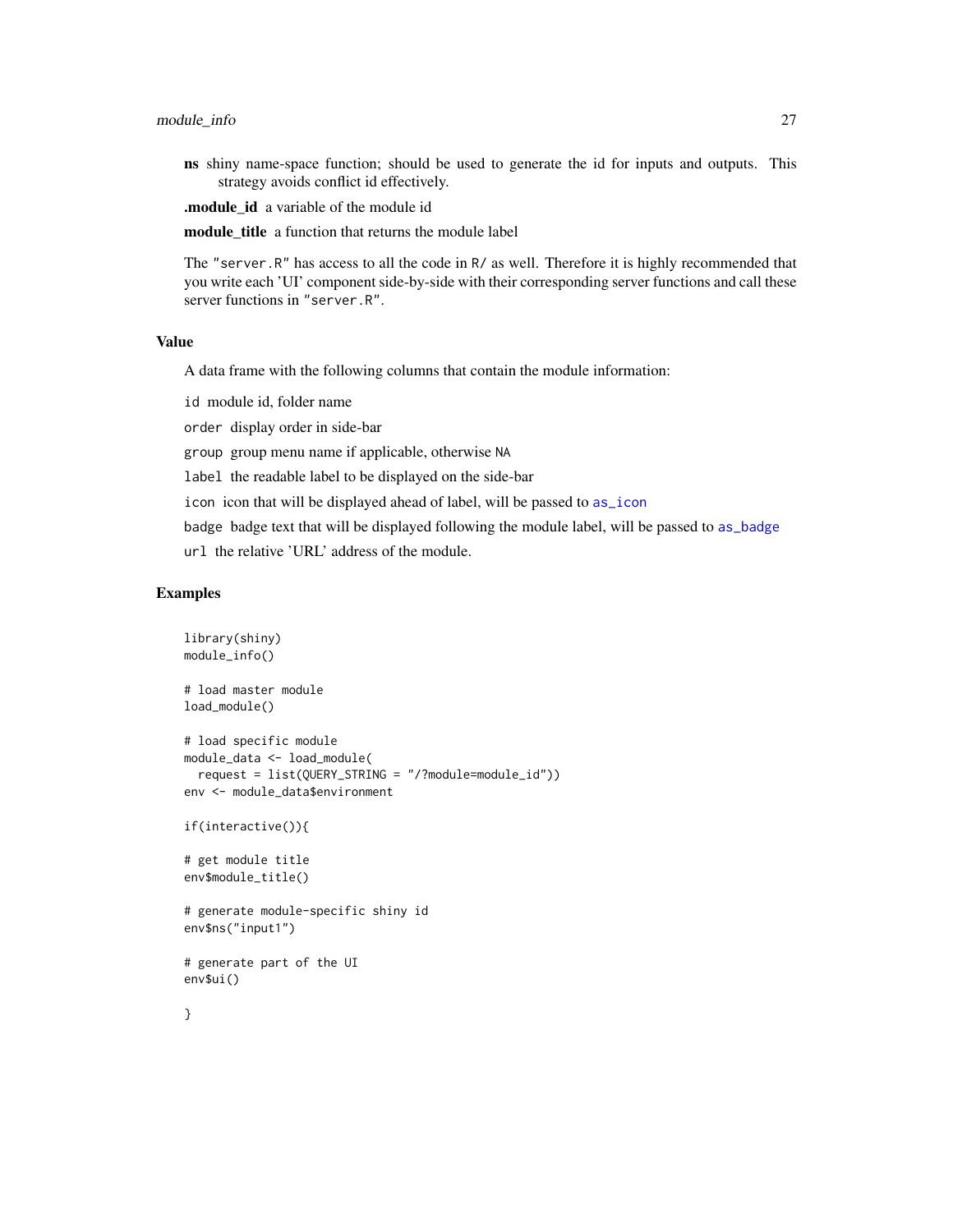**ns** shiny name-space function; should be used to generate the id for inputs and outputs. This strategy avoids conflict id effectively.

**.module_id** a variable of the module id

**module_title** a function that returns the module label

The "server.R" has access to all the code in R/ as well. Therefore it is highly recommended that you write each 'UI' component side-by-side with their corresponding server functions and call these server functions in "server.R".

## Value

A data frame with the following columns that contain the module information:

`id` module id, folder name

`order` display order in side-bar

`group` group menu name if applicable, otherwise `NA`

`label` the readable label to be displayed on the side-bar

`icon` icon that will be displayed ahead of label, will be passed to `as_icon`

`badge` badge text that will be displayed following the module label, will be passed to `as_badge`

`url` the relative 'URL' address of the module.

## Examples

```
library(shiny)
module_info()

# load master module
load_module()

# load specific module
module_data <- load_module(
  request = list(QUERY_STRING = "/?module=module_id"))
env <- module_data$environment

if(interactive()){

# get module title
env$module_title()

# generate module-specific shiny id
env$ns("input1")

# generate part of the UI
env$ui()

}
```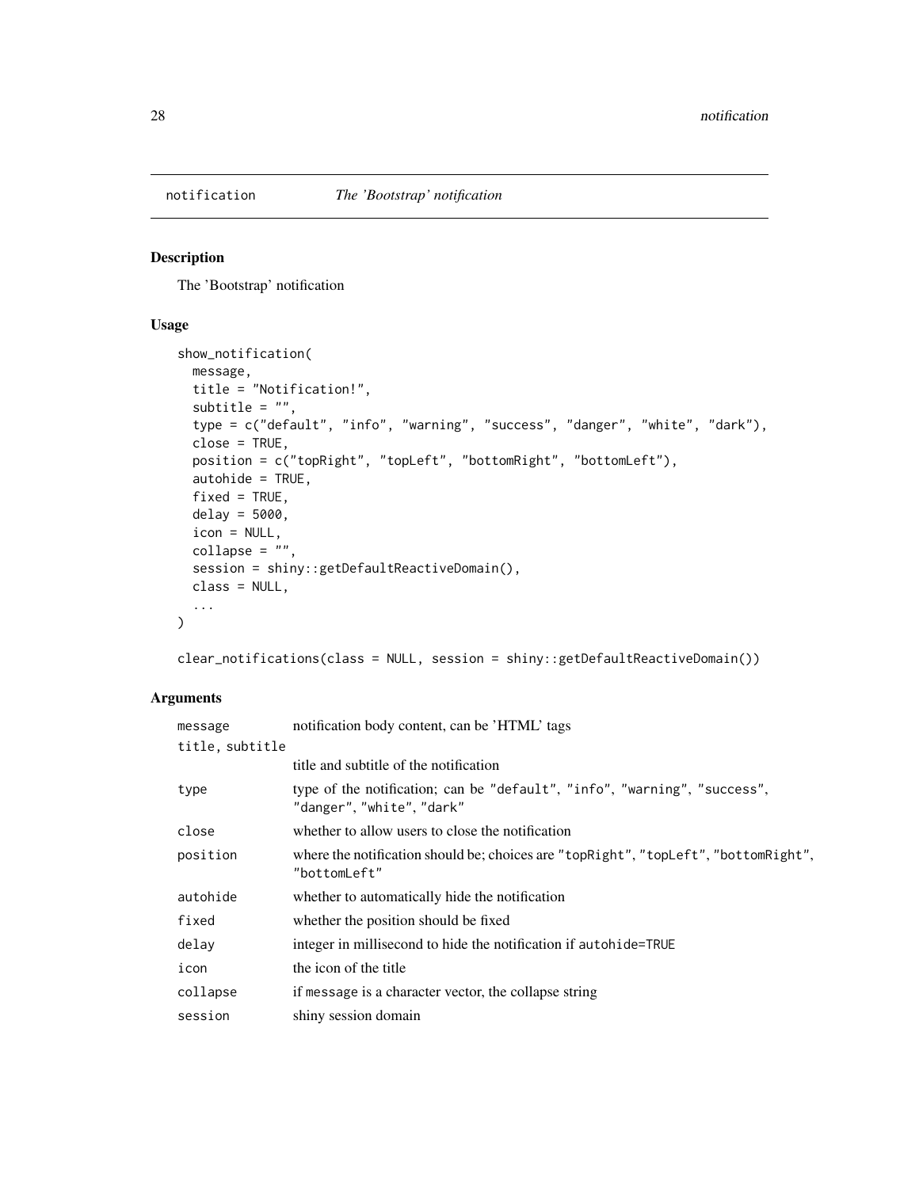# notification — *The 'Bootstrap' notification*

## Description

The 'Bootstrap' notification

## Usage

```
show_notification(
  message,
  title = "Notification!",
  subtitle = "",
  type = c("default", "info", "warning", "success", "danger", "white", "dark"),
  close = TRUE,
  position = c("topRight", "topLeft", "bottomRight", "bottomLeft"),
  autohide = TRUE,
  fixed = TRUE,
  delay = 5000,
  icon = NULL,
  collapse = "",
  session = shiny::getDefaultReactiveDomain(),
  class = NULL,
  ...
)

clear_notifications(class = NULL, session = shiny::getDefaultReactiveDomain())
```

## Arguments

| | |
|---|---|
| `message` | notification body content, can be 'HTML' tags |
| `title, subtitle` | title and subtitle of the notification |
| `type` | type of the notification; can be `"default"`, `"info"`, `"warning"`, `"success"`, `"danger"`, `"white"`, `"dark"` |
| `close` | whether to allow users to close the notification |
| `position` | where the notification should be; choices are `"topRight"`, `"topLeft"`, `"bottomRight"`, `"bottomLeft"` |
| `autohide` | whether to automatically hide the notification |
| `fixed` | whether the position should be fixed |
| `delay` | integer in millisecond to hide the notification if `autohide=TRUE` |
| `icon` | the icon of the title |
| `collapse` | if `message` is a character vector, the collapse string |
| `session` | shiny session domain |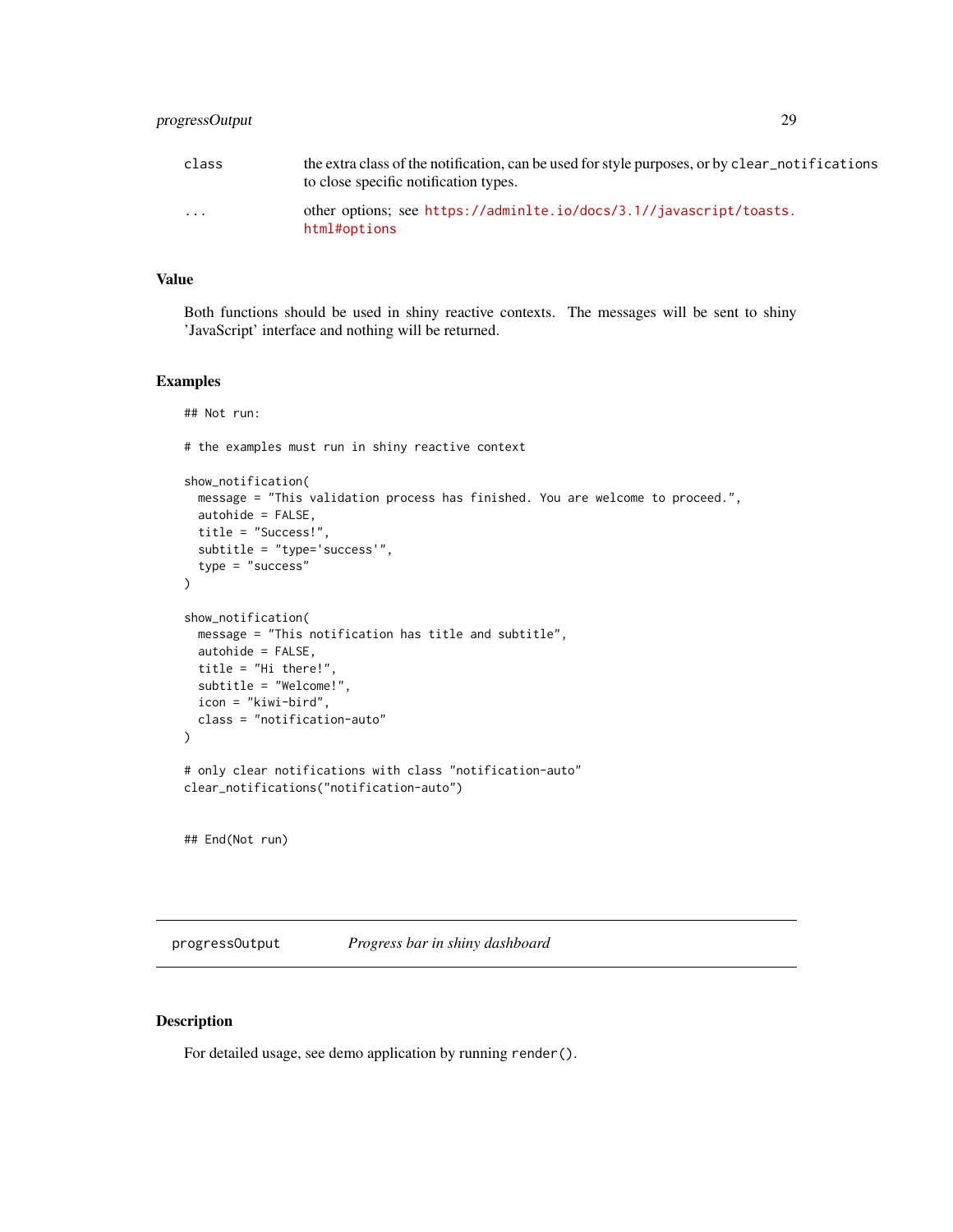| | |
|---|---|
| class | the extra class of the notification, can be used for style purposes, or by clear_notifications to close specific notification types. |
| ... | other options; see https://adminlte.io/docs/3.1//javascript/toasts.html#options |

## Value

Both functions should be used in shiny reactive contexts. The messages will be sent to shiny 'JavaScript' interface and nothing will be returned.

## Examples

```
## Not run:

# the examples must run in shiny reactive context

show_notification(
  message = "This validation process has finished. You are welcome to proceed.",
  autohide = FALSE,
  title = "Success!",
  subtitle = "type='success'",
  type = "success"
)

show_notification(
  message = "This notification has title and subtitle",
  autohide = FALSE,
  title = "Hi there!",
  subtitle = "Welcome!",
  icon = "kiwi-bird",
  class = "notification-auto"
)

# only clear notifications with class "notification-auto"
clear_notifications("notification-auto")


## End(Not run)
```

---

# progressOutput    *Progress bar in shiny dashboard*

---

## Description

For detailed usage, see demo application by running `render()`.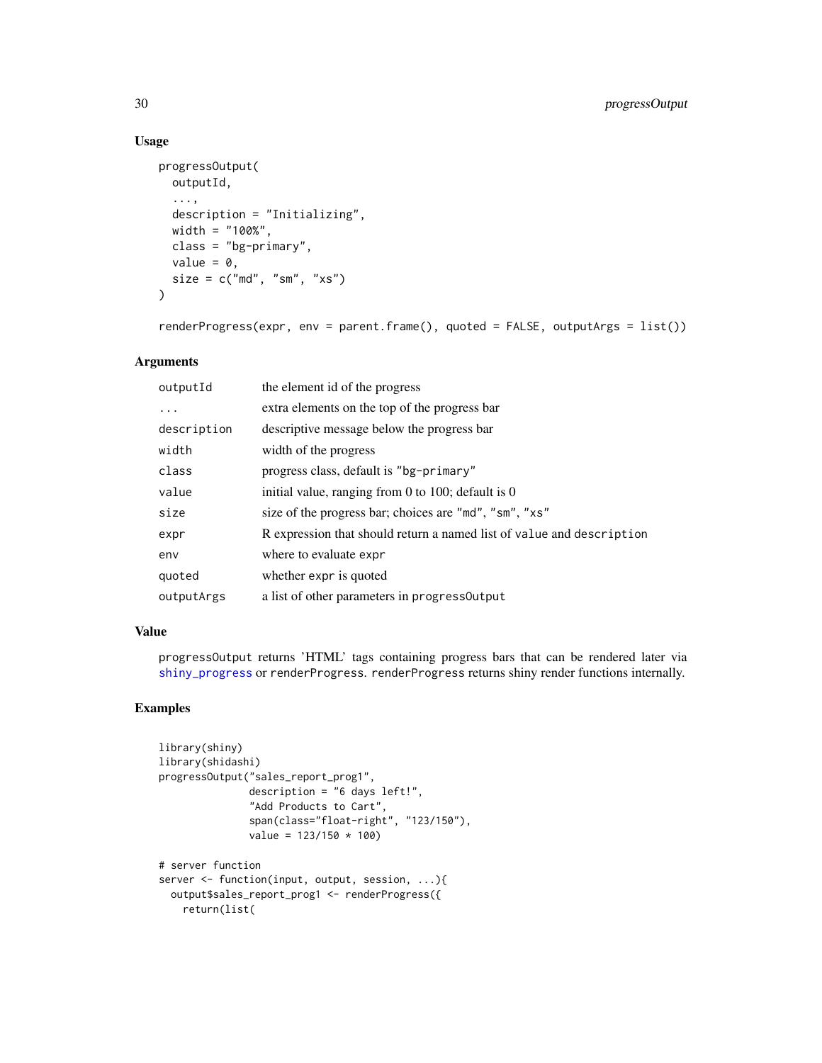### Usage

```
progressOutput(
  outputId,
  ...,
  description = "Initializing",
  width = "100%",
  class = "bg-primary",
  value = 0,
  size = c("md", "sm", "xs")
)

renderProgress(expr, env = parent.frame(), quoted = FALSE, outputArgs = list())
```

### Arguments

| | |
|---|---|
| `outputId` | the element id of the progress |
| `...` | extra elements on the top of the progress bar |
| `description` | descriptive message below the progress bar |
| `width` | width of the progress |
| `class` | progress class, default is `"bg-primary"` |
| `value` | initial value, ranging from 0 to 100; default is 0 |
| `size` | size of the progress bar; choices are `"md"`, `"sm"`, `"xs"` |
| `expr` | R expression that should return a named list of `value` and `description` |
| `env` | where to evaluate `expr` |
| `quoted` | whether `expr` is quoted |
| `outputArgs` | a list of other parameters in `progressOutput` |

### Value

`progressOutput` returns 'HTML' tags containing progress bars that can be rendered later via `shiny_progress` or `renderProgress`. `renderProgress` returns shiny render functions internally.

### Examples

```
library(shiny)
library(shidashi)
progressOutput("sales_report_prog1",
               description = "6 days left!",
               "Add Products to Cart",
               span(class="float-right", "123/150"),
               value = 123/150 * 100)

# server function
server <- function(input, output, session, ...){
  output$sales_report_prog1 <- renderProgress({
    return(list(
```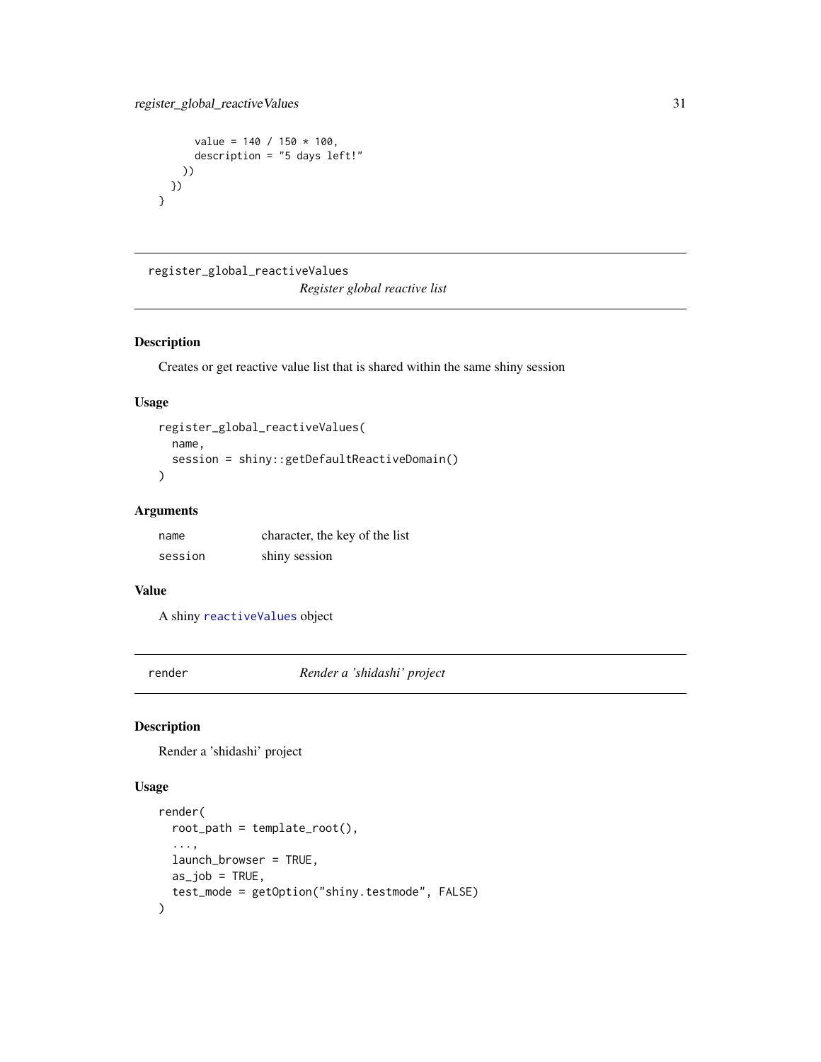```
    value = 140 / 150 * 100,
    description = "5 days left!"
  ))
 })
}
```

---

## register_global_reactiveValues

*Register global reactive list*

### Description

Creates or get reactive value list that is shared within the same shiny session

### Usage

```
register_global_reactiveValues(
  name,
  session = shiny::getDefaultReactiveDomain()
)
```

### Arguments

| | |
|---|---|
| `name` | character, the key of the list |
| `session` | shiny session |

### Value

A shiny `reactiveValues` object

---

## render

*Render a 'shidashi' project*

### Description

Render a 'shidashi' project

### Usage

```
render(
  root_path = template_root(),
  ...,
  launch_browser = TRUE,
  as_job = TRUE,
  test_mode = getOption("shiny.testmode", FALSE)
)
```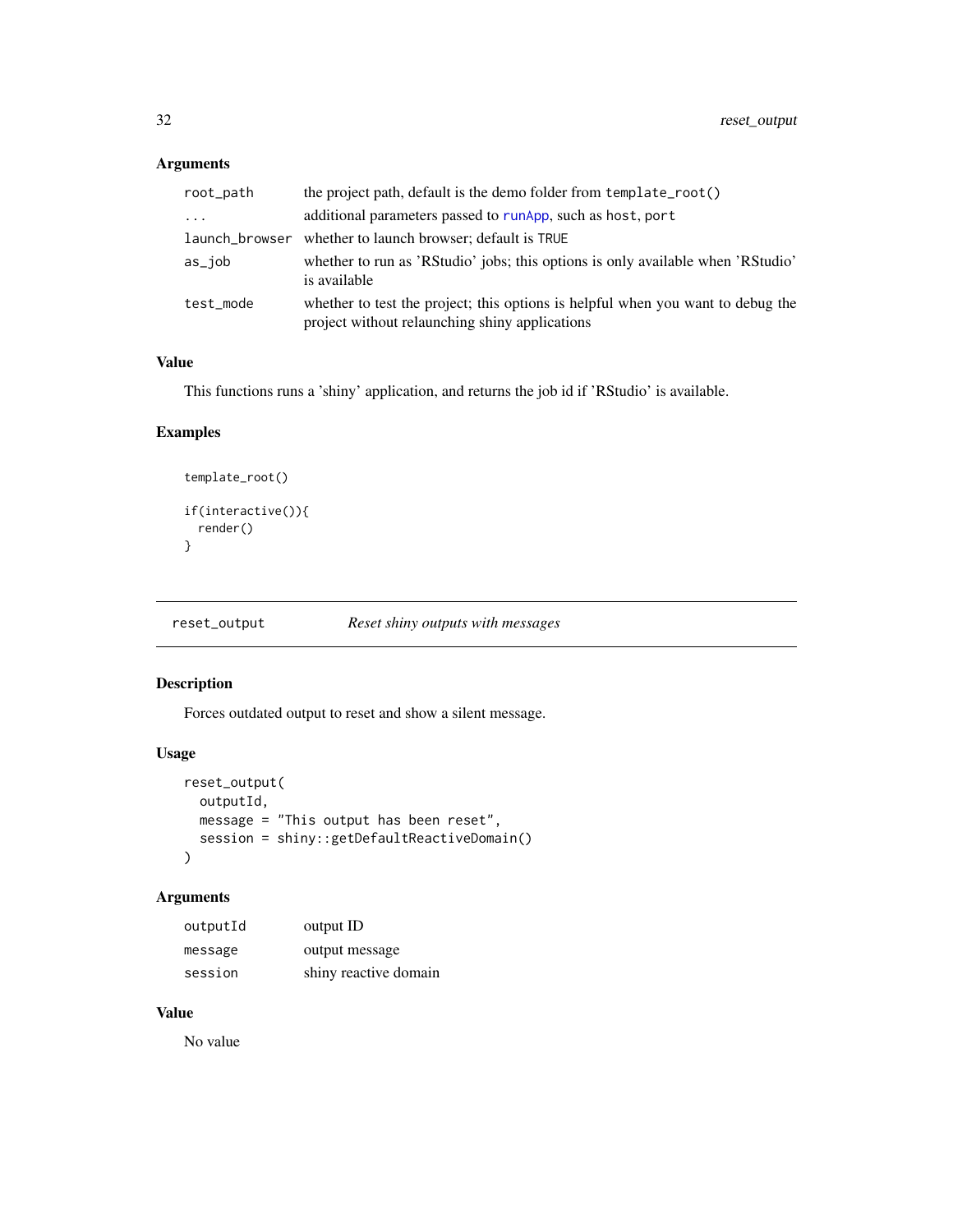## Arguments

| | |
|---|---|
| root_path | the project path, default is the demo folder from template_root() |
| ... | additional parameters passed to runApp, such as host, port |
| launch_browser | whether to launch browser; default is TRUE |
| as_job | whether to run as 'RStudio' jobs; this options is only available when 'RStudio' is available |
| test_mode | whether to test the project; this options is helpful when you want to debug the project without relaunching shiny applications |

## Value

This functions runs a 'shiny' application, and returns the job id if 'RStudio' is available.

## Examples

```
template_root()

if(interactive()){
  render()
}
```

---

# reset_output — *Reset shiny outputs with messages*

## Description

Forces outdated output to reset and show a silent message.

## Usage

```
reset_output(
  outputId,
  message = "This output has been reset",
  session = shiny::getDefaultReactiveDomain()
)
```

## Arguments

| | |
|---|---|
| outputId | output ID |
| message | output message |
| session | shiny reactive domain |

## Value

No value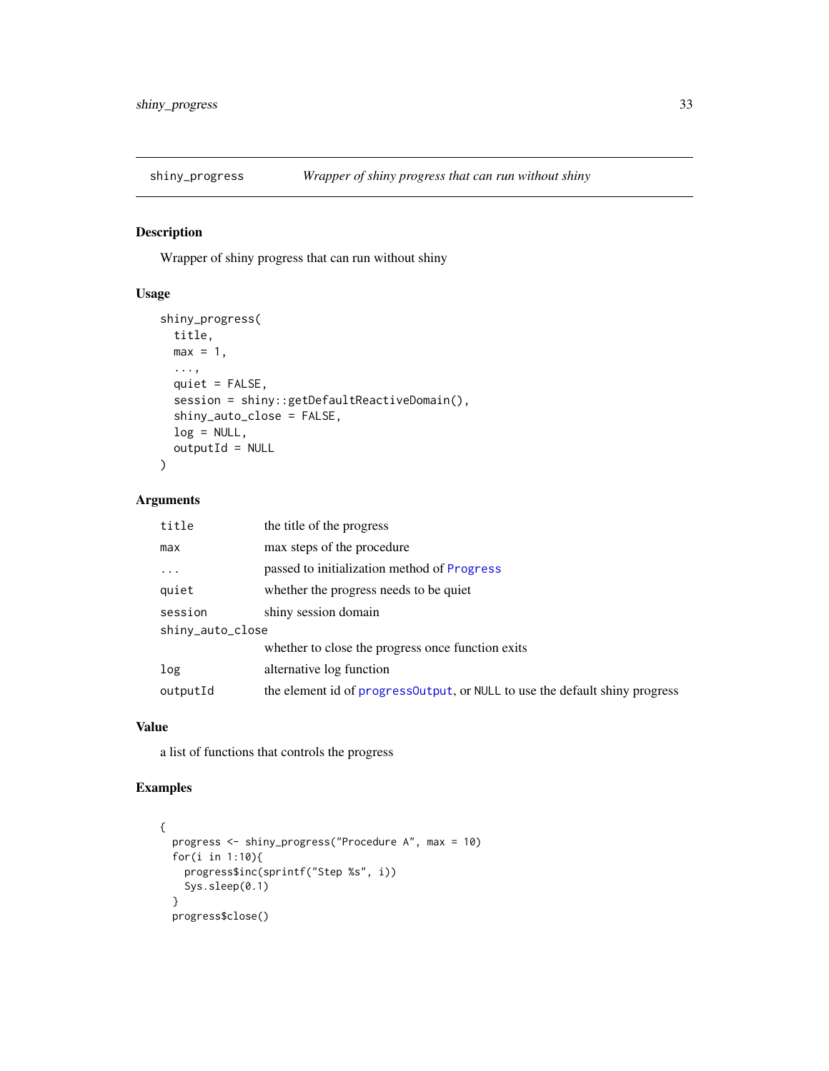## shiny_progress — *Wrapper of shiny progress that can run without shiny*

### Description

Wrapper of shiny progress that can run without shiny

### Usage

```
shiny_progress(
  title,
  max = 1,
  ...,
  quiet = FALSE,
  session = shiny::getDefaultReactiveDomain(),
  shiny_auto_close = FALSE,
  log = NULL,
  outputId = NULL
)
```

### Arguments

| Argument | Description |
|---|---|
| `title` | the title of the progress |
| `max` | max steps of the procedure |
| `...` | passed to initialization method of `Progress` |
| `quiet` | whether the progress needs to be quiet |
| `session` | shiny session domain |
| `shiny_auto_close` | whether to close the progress once function exits |
| `log` | alternative log function |
| `outputId` | the element id of `progressOutput`, or `NULL` to use the default shiny progress |

### Value

a list of functions that controls the progress

### Examples

```
{
  progress <- shiny_progress("Procedure A", max = 10)
  for(i in 1:10){
    progress$inc(sprintf("Step %s", i))
    Sys.sleep(0.1)
  }
  progress$close()
```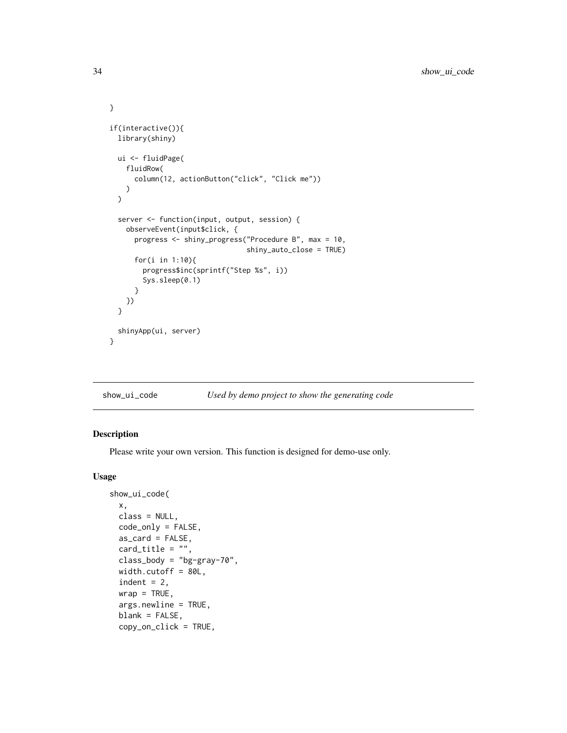```
}

if(interactive()){
  library(shiny)

  ui <- fluidPage(
    fluidRow(
      column(12, actionButton("click", "Click me"))
    )
  )

  server <- function(input, output, session) {
    observeEvent(input$click, {
      progress <- shiny_progress("Procedure B", max = 10,
                                 shiny_auto_close = TRUE)
      for(i in 1:10){
        progress$inc(sprintf("Step %s", i))
        Sys.sleep(0.1)
      }
    })
  }

  shinyApp(ui, server)
}
```

## show_ui_code *Used by demo project to show the generating code*

### Description

Please write your own version. This function is designed for demo-use only.

### Usage

```
show_ui_code(
  x,
  class = NULL,
  code_only = FALSE,
  as_card = FALSE,
  card_title = "",
  class_body = "bg-gray-70",
  width.cutoff = 80L,
  indent = 2,
  wrap = TRUE,
  args.newline = TRUE,
  blank = FALSE,
  copy_on_click = TRUE,
```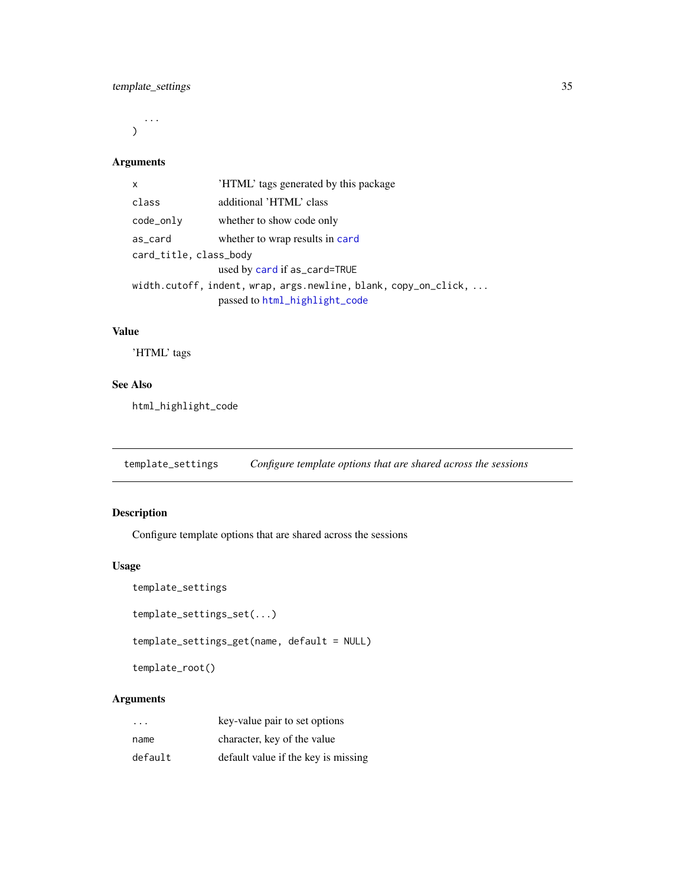```
  ...
)
```

### Arguments

| | |
|---|---|
| `x` | 'HTML' tags generated by this package |
| `class` | additional 'HTML' class |
| `code_only` | whether to show code only |
| `as_card` | whether to wrap results in `card` |
| `card_title, class_body` | used by `card` if `as_card=TRUE` |
| `width.cutoff, indent, wrap, args.newline, blank, copy_on_click, ...` | passed to `html_highlight_code` |

### Value

'HTML' tags

### See Also

`html_highlight_code`

---

## template_settings — *Configure template options that are shared across the sessions*

---

### Description

Configure template options that are shared across the sessions

### Usage

```
template_settings

template_settings_set(...)

template_settings_get(name, default = NULL)

template_root()
```

### Arguments

| | |
|---|---|
| `...` | key-value pair to set options |
| `name` | character, key of the value |
| `default` | default value if the key is missing |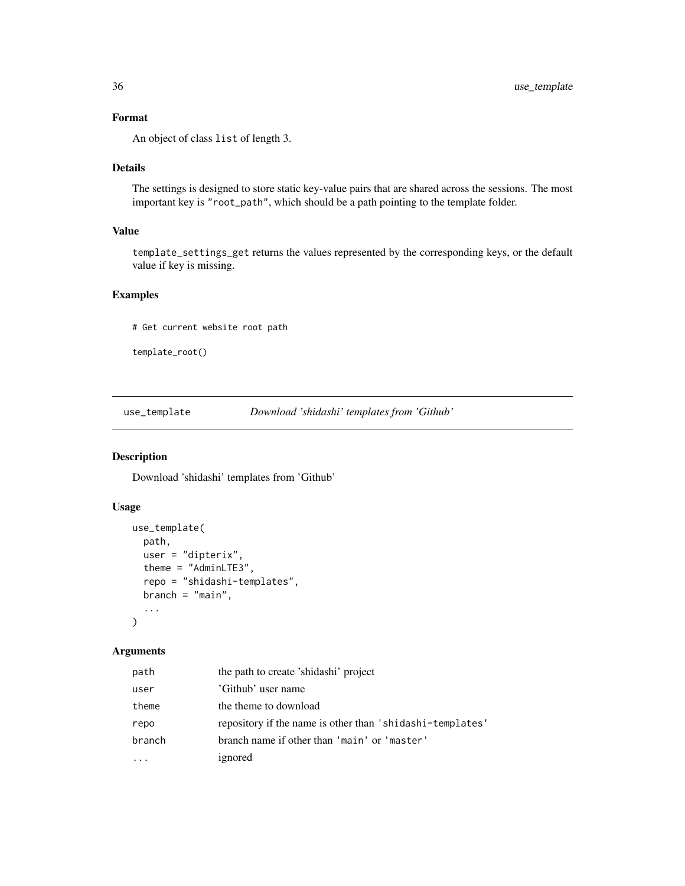### Format

An object of class `list` of length 3.

### Details

The settings is designed to store static key-value pairs that are shared across the sessions. The most important key is `"root_path"`, which should be a path pointing to the template folder.

### Value

`template_settings_get` returns the values represented by the corresponding keys, or the default value if key is missing.

### Examples

```
# Get current website root path

template_root()
```

---

## use_template — *Download 'shidashi' templates from 'Github'*

### Description

Download 'shidashi' templates from 'Github'

### Usage

```
use_template(
  path,
  user = "dipterix",
  theme = "AdminLTE3",
  repo = "shidashi-templates",
  branch = "main",
  ...
)
```

### Arguments

| | |
|---|---|
| `path` | the path to create 'shidashi' project |
| `user` | 'Github' user name |
| `theme` | the theme to download |
| `repo` | repository if the name is other than `'shidashi-templates'` |
| `branch` | branch name if other than `'main'` or `'master'` |
| `...` | ignored |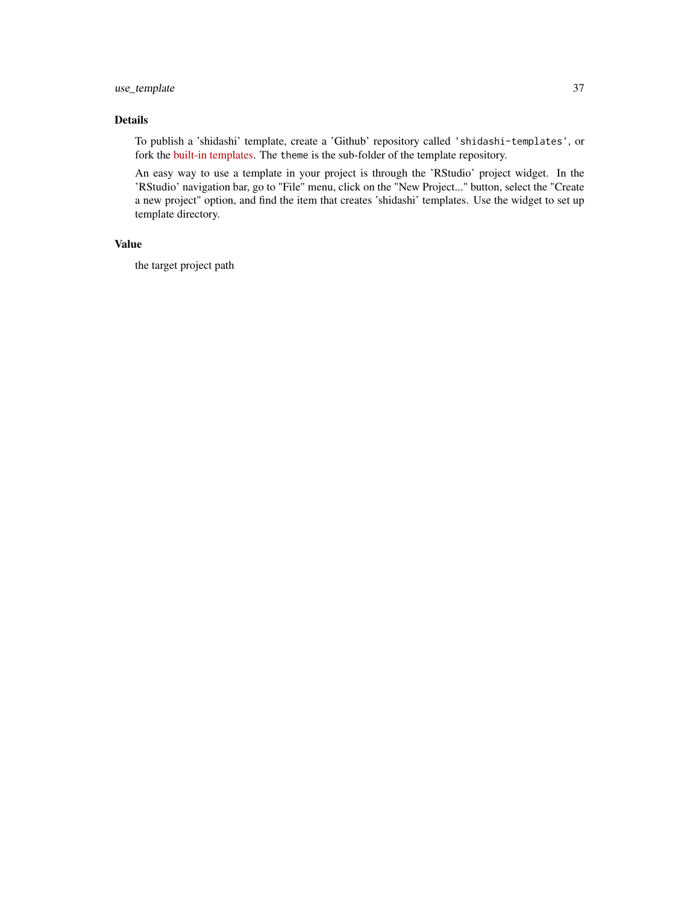## Details

To publish a 'shidashi' template, create a 'Github' repository called `'shidashi-templates'`, or fork the built-in templates. The `theme` is the sub-folder of the template repository.

An easy way to use a template in your project is through the 'RStudio' project widget. In the 'RStudio' navigation bar, go to "File" menu, click on the "New Project..." button, select the "Create a new project" option, and find the item that creates 'shidashi' templates. Use the widget to set up template directory.

## Value

the target project path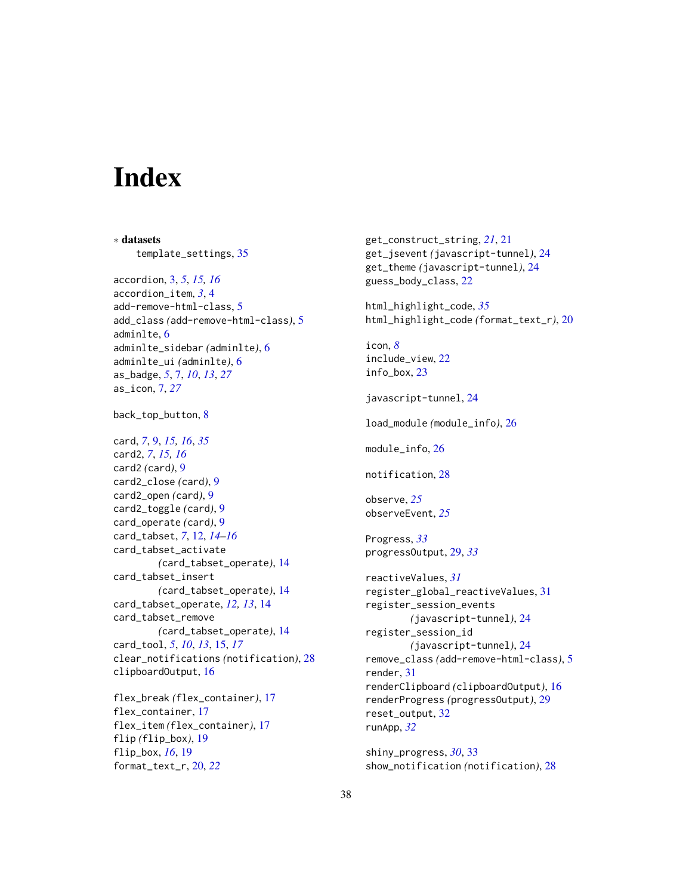# Index

∗ **datasets**

  template_settings, 35

accordion, 3, 5, *15, 16*
accordion_item, *3*, 4
add-remove-html-class, 5
add_class (add-remove-html-class), 5
adminlte, 6
adminlte_sidebar (adminlte), 6
adminlte_ui (adminlte), 6
as_badge, *5*, 7, *10*, *13*, *27*
as_icon, 7, *27*

back_top_button, 8

card, *7*, 9, *15, 16*, *35*
card2, *7*, *15, 16*
card2 (card), 9
card2_close (card), 9
card2_open (card), 9
card2_toggle (card), 9
card_operate (card), 9
card_tabset, *7*, 12, *14–16*
card_tabset_activate (card_tabset_operate), 14
card_tabset_insert (card_tabset_operate), 14
card_tabset_operate, *12, 13*, 14
card_tabset_remove (card_tabset_operate), 14
card_tool, *5*, *10*, *13*, 15, *17*
clear_notifications (notification), 28
clipboardOutput, 16

flex_break (flex_container), 17
flex_container, 17
flex_item (flex_container), 17
flip (flip_box), 19
flip_box, *16*, 19
format_text_r, 20, *22*

get_construct_string, *21*, 21
get_jsevent (javascript-tunnel), 24
get_theme (javascript-tunnel), 24
guess_body_class, 22

html_highlight_code, *35*
html_highlight_code (format_text_r), 20

icon, *8*
include_view, 22
info_box, 23

javascript-tunnel, 24

load_module (module_info), 26

module_info, 26

notification, 28

observe, *25*
observeEvent, *25*

Progress, *33*
progressOutput, 29, *33*

reactiveValues, *31*
register_global_reactiveValues, 31
register_session_events (javascript-tunnel), 24
register_session_id (javascript-tunnel), 24
remove_class (add-remove-html-class), 5
render, 31
renderClipboard (clipboardOutput), 16
renderProgress (progressOutput), 29
reset_output, 32
runApp, *32*

shiny_progress, *30*, 33
show_notification (notification), 28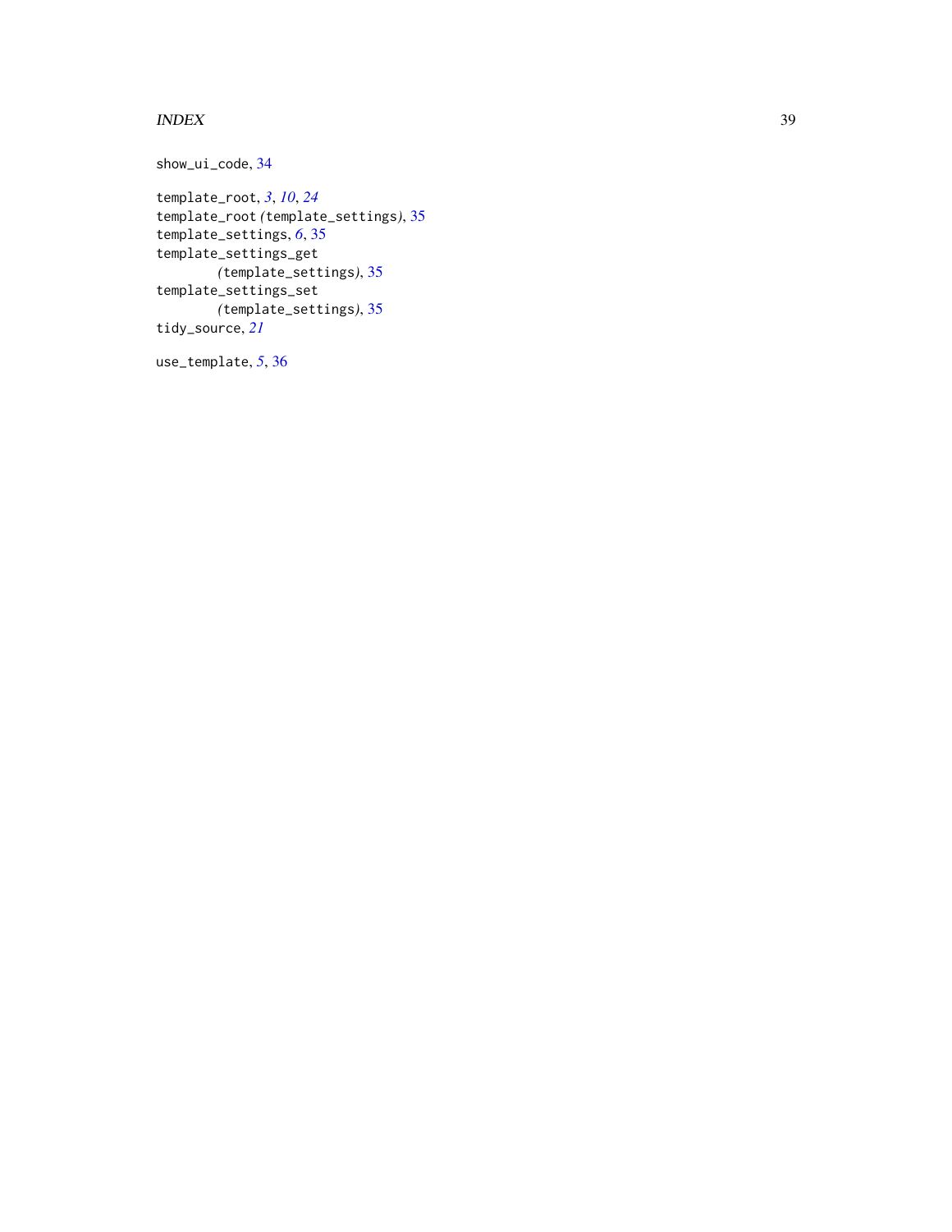show_ui_code, 34

template_root, *3*, *10*, *24*
template_root *(*template_settings*)*, 35
template_settings, *6*, 35
template_settings_get
    *(*template_settings*)*, 35
template_settings_set
    *(*template_settings*)*, 35
tidy_source, *21*

use_template, *5*, 36